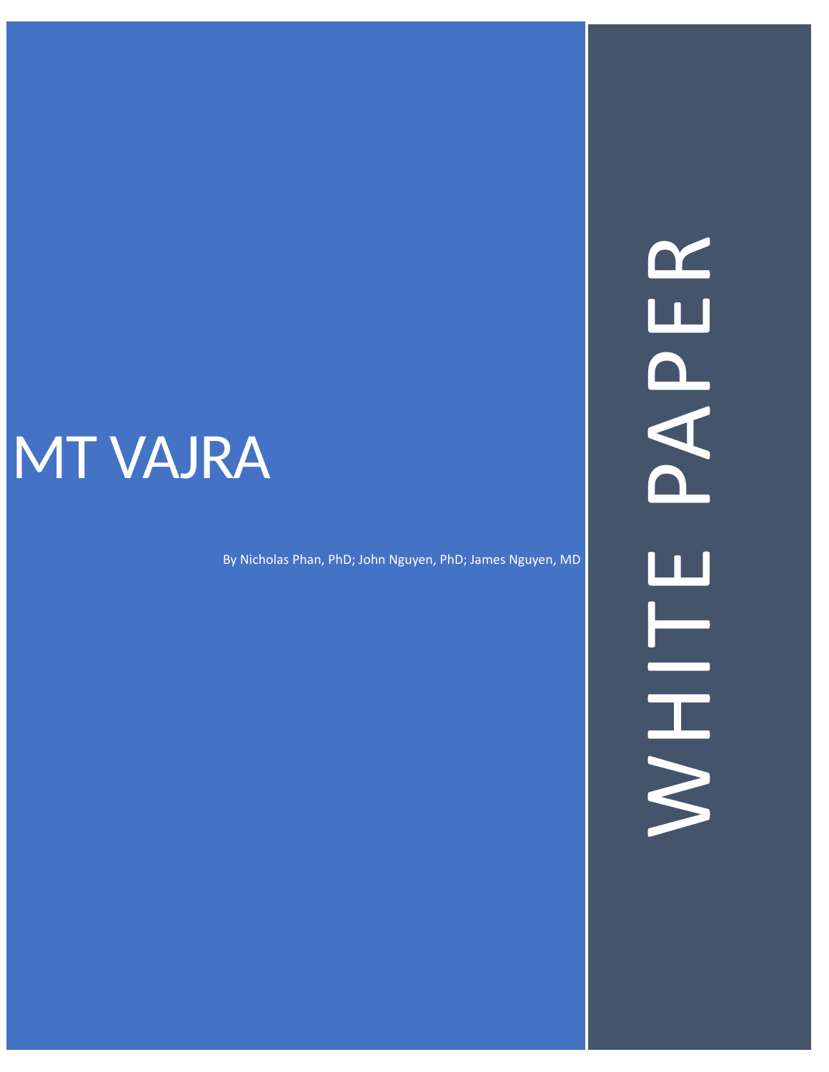# MT VAJRA

By Nicholas Phan, PhD; John Nguyen, PhD; James Nguyen, MD

WHITE PAPER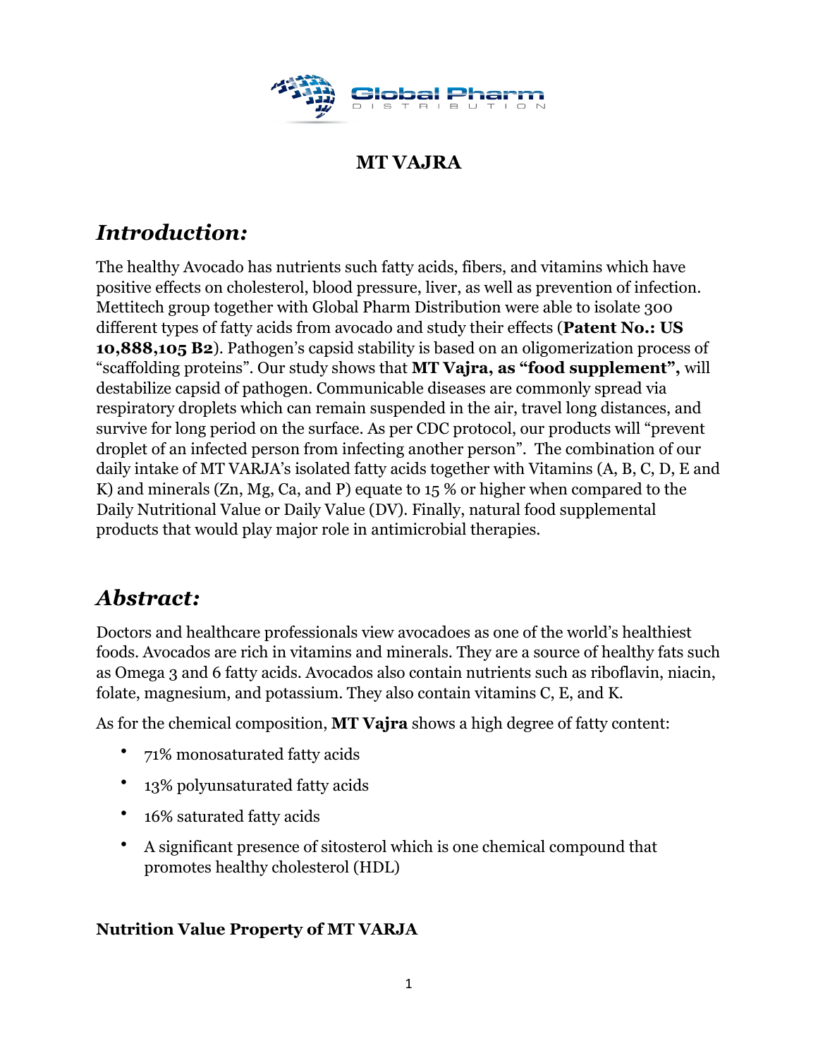# MT VAJRA

## *Introduction:*

The healthy Avocado has nutrients such fatty acids, fibers, and vitamins which have positive effects on cholesterol, blood pressure, liver, as well as prevention of infection. Mettitech group together with Global Pharm Distribution were able to isolate 300 different types of fatty acids from avocado and study their effects (**Patent No.: US 10,888,105 B2**). Pathogen's capsid stability is based on an oligomerization process of "scaffolding proteins". Our study shows that **MT Vajra, as "food supplement",** will destabilize capsid of pathogen. Communicable diseases are commonly spread via respiratory droplets which can remain suspended in the air, travel long distances, and survive for long period on the surface. As per CDC protocol, our products will "prevent droplet of an infected person from infecting another person". The combination of our daily intake of MT VARJA's isolated fatty acids together with Vitamins (A, B, C, D, E and K) and minerals (Zn, Mg, Ca, and P) equate to 15 % or higher when compared to the Daily Nutritional Value or Daily Value (DV). Finally, natural food supplemental products that would play major role in antimicrobial therapies.

## *Abstract:*

Doctors and healthcare professionals view avocadoes as one of the world's healthiest foods. Avocados are rich in vitamins and minerals. They are a source of healthy fats such as Omega 3 and 6 fatty acids. Avocados also contain nutrients such as riboflavin, niacin, folate, magnesium, and potassium. They also contain vitamins C, E, and K.

As for the chemical composition, **MT Vajra** shows a high degree of fatty content:

- 71% monosaturated fatty acids
- 13% polyunsaturated fatty acids
- 16% saturated fatty acids
- A significant presence of sitosterol which is one chemical compound that promotes healthy cholesterol (HDL)

**Nutrition Value Property of MT VARJA**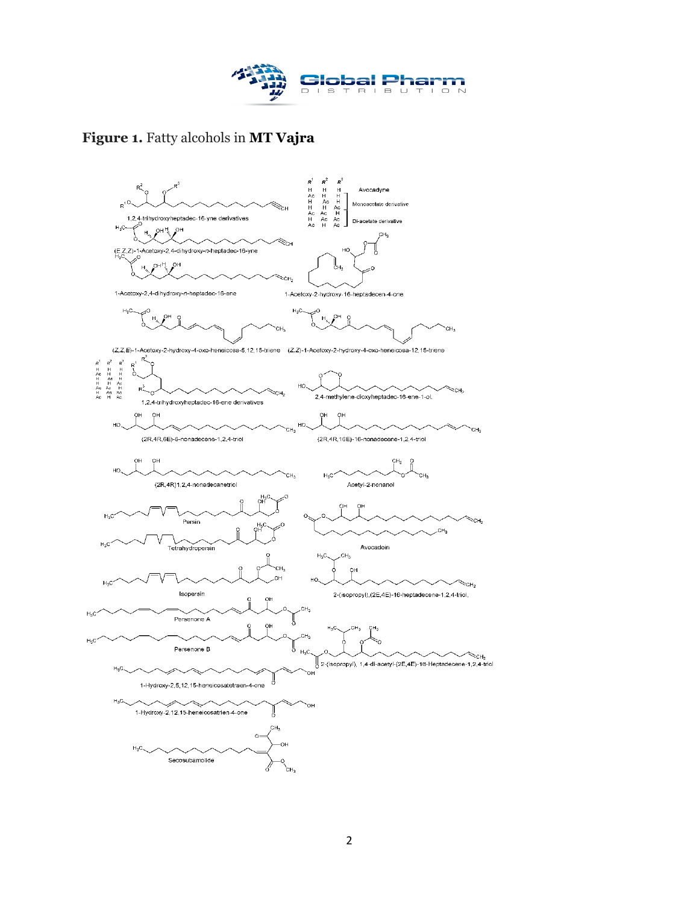**Figure 1.** Fatty alcohols in **MT Vajra**

| $R^1$ | $R^2$ | $R^3$ | |
|---|---|---|---|
| H | H | H | Avocadyne |
| Ac | H | H | Monoacetate derivative |
| H | Ac | H | Monoacetate derivative |
| H | H | Ac | Monoacetate derivative |
| Ac | Ac | H | Di-acetate derivative |
| H | Ac | Ac | Di-acetate derivative |
| Ac | H | Ac | Di-acetate derivative |

1,2,4-trihydroxyheptadec-16-yne derivatives

(E,Z,Z)-1-Acetoxy-2,4-dihydroxy-n-heptadec-16-yne

1-Acetoxy-2,4-dihydroxy-n-heptadec-16-ene

1-Acetoxy-2-hydroxy-16-heptadecen-4-one

(Z,Z,E)-1-Acetoxy-2-hydroxy-4-oxo-heneicosa-5,12,15-triene

(Z,Z)-1-Acetoxy-2-hydroxy-4-oxo-heneicosa-12,15-triene

| $R^1$ | $R^2$ | $R^3$ |
|---|---|---|
| H | H | H |
| Ac | H | H |
| H | Ac | H |
| H | H | Ac |
| Ac | Ac | H |
| H | Ac | Ac |
| Ac | H | Ac |

1,2,4-trihydroxyheptadec-16-ene derivatives

2,4-methylene-dioxyheptadec-16-ene-1-ol.

(2R,4R,6E)-6-nonadecene-1,2,4-triol

(2R,4R,16E)-16-nonadecene-1,2,4-triol

(2R,4R)1,2,4-nonadecanetriol

Acetyl-2-nonanol

Persin

Tetrahydropersin

Avocadoin

Isopersin

2-(isopropyl),(2E,4E)-16-heptadecene-1,2,4-triol,

Persenone A

Persenone B

2-(isopropyl), 1,4-di-acetyl-(2E,4E)-16-Heptadecene-1,2,4-triol

1-Hydroxy-2,5,12,15-heneicosatetraen-4-one

1-Hydroxy-2,12,15-heneicosatrien-4-one

Secosubamolide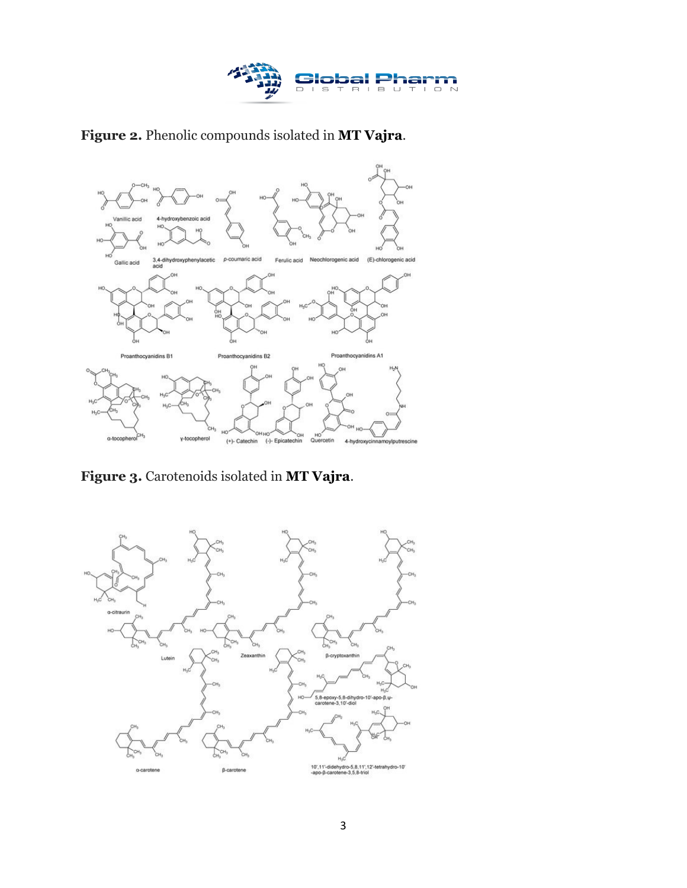**Figure 2.** Phenolic compounds isolated in **MT Vajra**.

**Figure 3.** Carotenoids isolated in **MT Vajra**.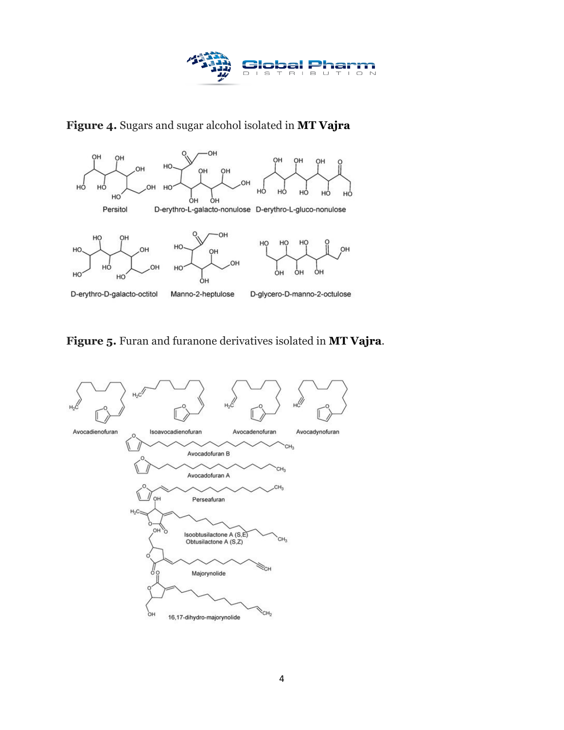**Figure 4.** Sugars and sugar alcohol isolated in **MT Vajra**

Persitol

D-erythro-L-galacto-nonulose

D-erythro-L-gluco-nonulose

D-erythro-D-galacto-octitol

Manno-2-heptulose

D-glycero-D-manno-2-octulose

**Figure 5.** Furan and furanone derivatives isolated in **MT Vajra**.

Avocadienofuran

Isoavocadienofuran

Avocadenofuran

Avocadynofuran

Avocadofuran B

Avocadofuran A

Perseafuran

Isoobtusilactone A (S,E)
Obtusilactone A (S,Z)

Majorynolide

16,17-dihydro-majorynolide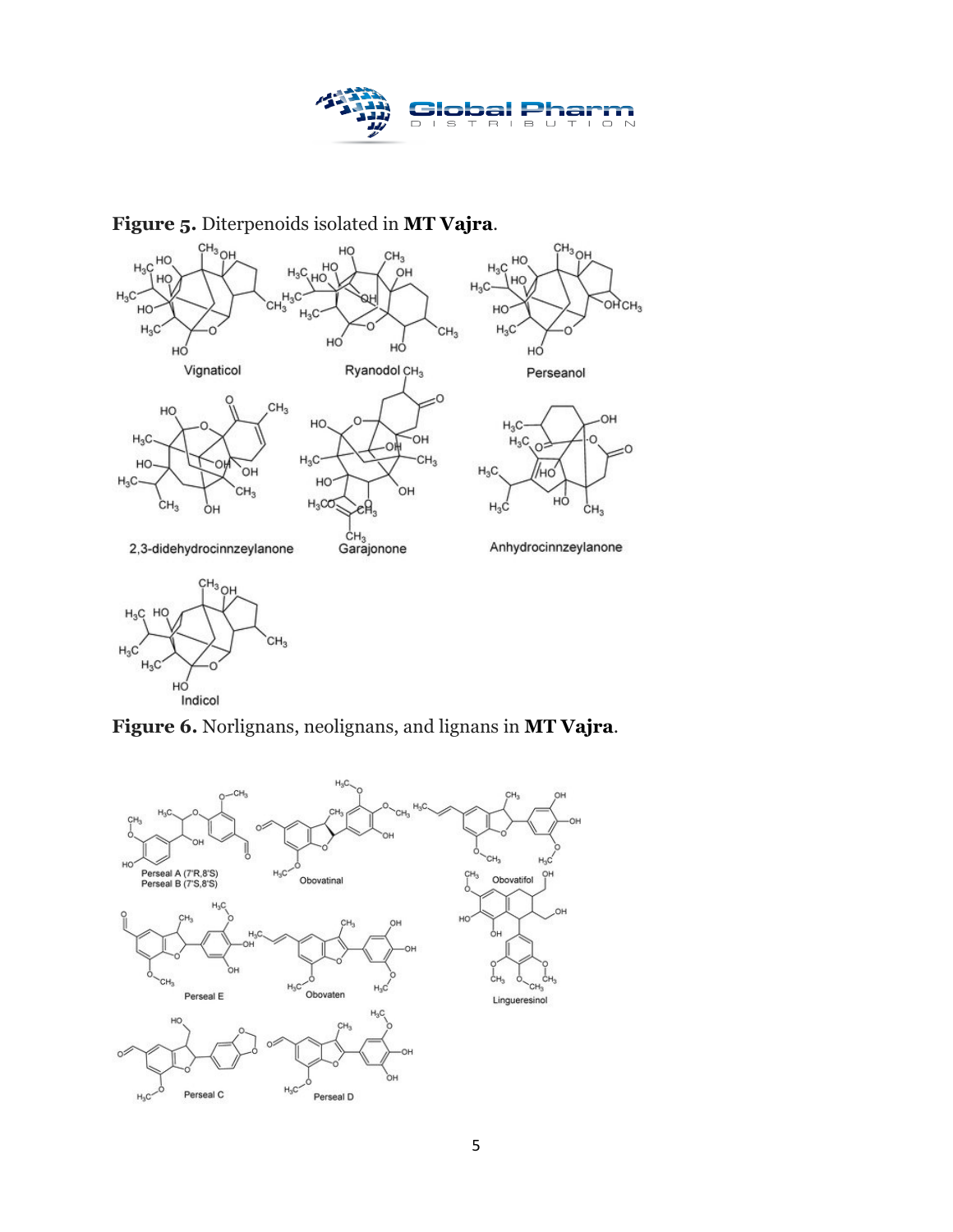**Figure 5.** Diterpenoids isolated in **MT Vajra**.

**Figure 6.** Norlignans, neolignans, and lignans in **MT Vajra**.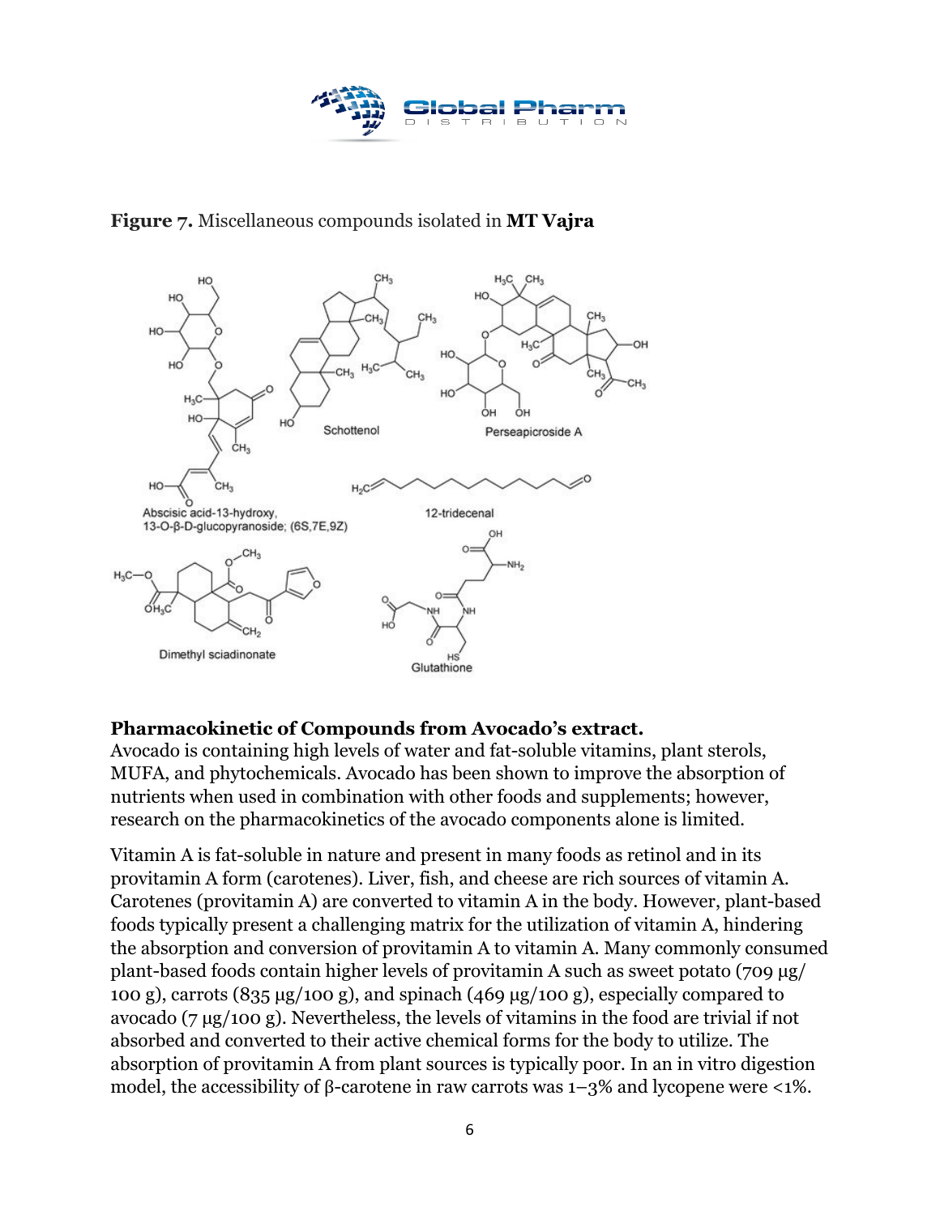**Figure 7.** Miscellaneous compounds isolated in **MT Vajra**

### Pharmacokinetic of Compounds from Avocado's extract.

Avocado is containing high levels of water and fat-soluble vitamins, plant sterols, MUFA, and phytochemicals. Avocado has been shown to improve the absorption of nutrients when used in combination with other foods and supplements; however, research on the pharmacokinetics of the avocado components alone is limited.

Vitamin A is fat-soluble in nature and present in many foods as retinol and in its provitamin A form (carotenes). Liver, fish, and cheese are rich sources of vitamin A. Carotenes (provitamin A) are converted to vitamin A in the body. However, plant-based foods typically present a challenging matrix for the utilization of vitamin A, hindering the absorption and conversion of provitamin A to vitamin A. Many commonly consumed plant-based foods contain higher levels of provitamin A such as sweet potato (709 μg/ 100 g), carrots (835 μg/100 g), and spinach (469 μg/100 g), especially compared to avocado (7 μg/100 g). Nevertheless, the levels of vitamins in the food are trivial if not absorbed and converted to their active chemical forms for the body to utilize. The absorption of provitamin A from plant sources is typically poor. In an in vitro digestion model, the accessibility of β-carotene in raw carrots was 1–3% and lycopene were <1%.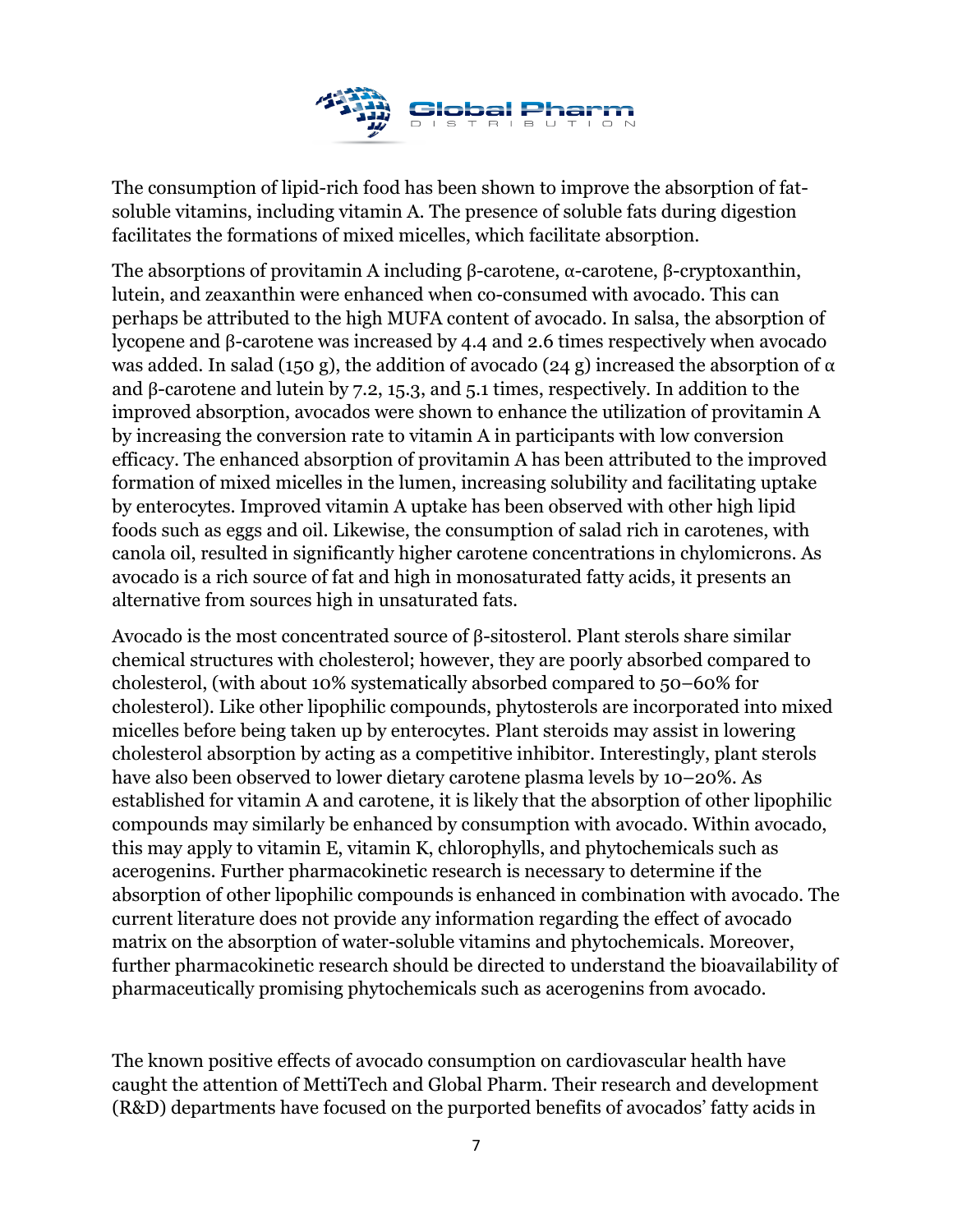The consumption of lipid-rich food has been shown to improve the absorption of fat-soluble vitamins, including vitamin A. The presence of soluble fats during digestion facilitates the formations of mixed micelles, which facilitate absorption.

The absorptions of provitamin A including β-carotene, α-carotene, β-cryptoxanthin, lutein, and zeaxanthin were enhanced when co-consumed with avocado. This can perhaps be attributed to the high MUFA content of avocado. In salsa, the absorption of lycopene and β-carotene was increased by 4.4 and 2.6 times respectively when avocado was added. In salad (150 g), the addition of avocado (24 g) increased the absorption of α and β-carotene and lutein by 7.2, 15.3, and 5.1 times, respectively. In addition to the improved absorption, avocados were shown to enhance the utilization of provitamin A by increasing the conversion rate to vitamin A in participants with low conversion efficacy. The enhanced absorption of provitamin A has been attributed to the improved formation of mixed micelles in the lumen, increasing solubility and facilitating uptake by enterocytes. Improved vitamin A uptake has been observed with other high lipid foods such as eggs and oil. Likewise, the consumption of salad rich in carotenes, with canola oil, resulted in significantly higher carotene concentrations in chylomicrons. As avocado is a rich source of fat and high in monosaturated fatty acids, it presents an alternative from sources high in unsaturated fats.

Avocado is the most concentrated source of β-sitosterol. Plant sterols share similar chemical structures with cholesterol; however, they are poorly absorbed compared to cholesterol, (with about 10% systematically absorbed compared to 50–60% for cholesterol). Like other lipophilic compounds, phytosterols are incorporated into mixed micelles before being taken up by enterocytes. Plant steroids may assist in lowering cholesterol absorption by acting as a competitive inhibitor. Interestingly, plant sterols have also been observed to lower dietary carotene plasma levels by 10–20%. As established for vitamin A and carotene, it is likely that the absorption of other lipophilic compounds may similarly be enhanced by consumption with avocado. Within avocado, this may apply to vitamin E, vitamin K, chlorophylls, and phytochemicals such as acerogenins. Further pharmacokinetic research is necessary to determine if the absorption of other lipophilic compounds is enhanced in combination with avocado. The current literature does not provide any information regarding the effect of avocado matrix on the absorption of water-soluble vitamins and phytochemicals. Moreover, further pharmacokinetic research should be directed to understand the bioavailability of pharmaceutically promising phytochemicals such as acerogenins from avocado.

The known positive effects of avocado consumption on cardiovascular health have caught the attention of MettiTech and Global Pharm. Their research and development (R&D) departments have focused on the purported benefits of avocados' fatty acids in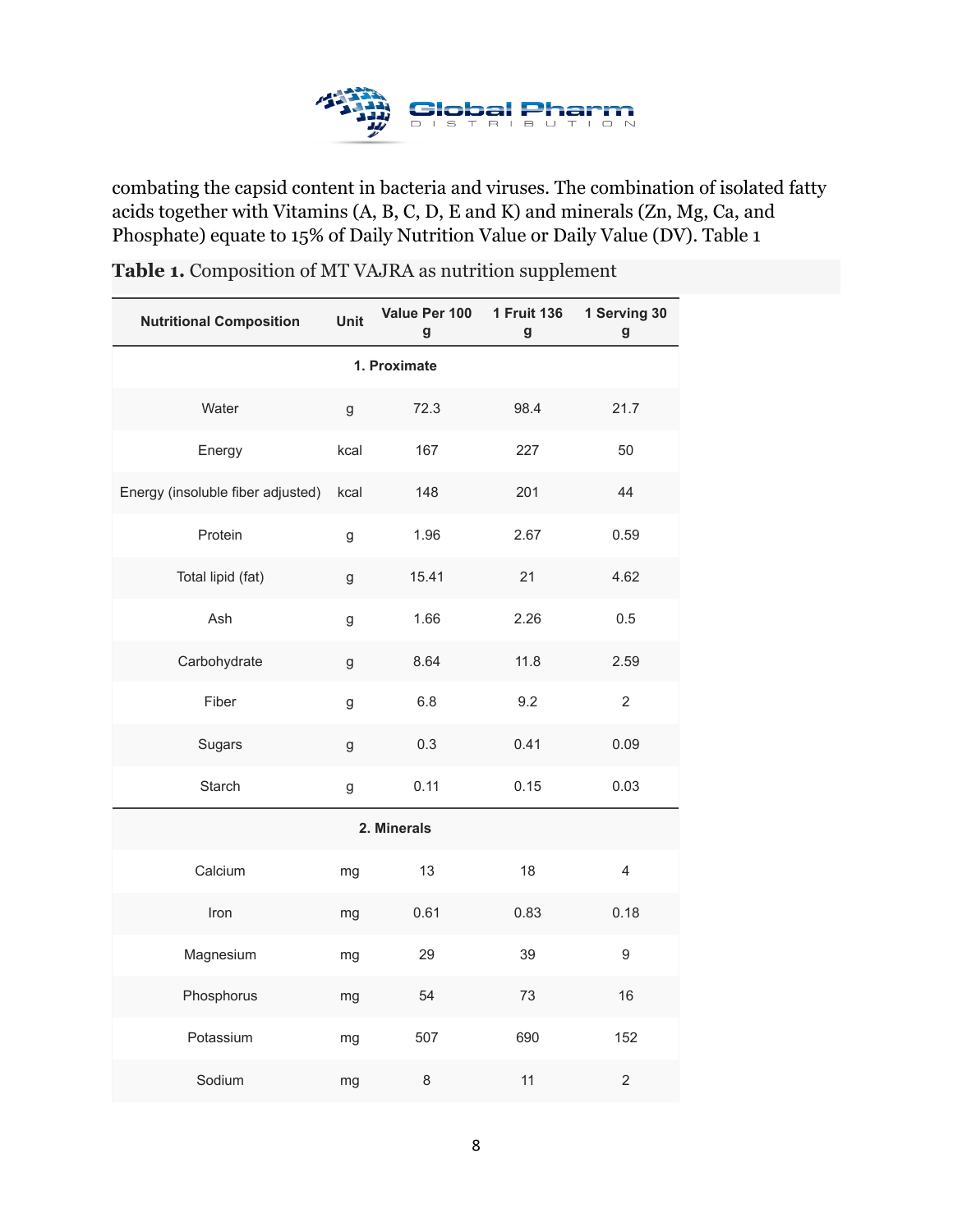combating the capsid content in bacteria and viruses. The combination of isolated fatty acids together with Vitamins (A, B, C, D, E and K) and minerals (Zn, Mg, Ca, and Phosphate) equate to 15% of Daily Nutrition Value or Daily Value (DV). Table 1

**Table 1.** Composition of MT VAJRA as nutrition supplement

| Nutritional Composition | Unit | Value Per 100 g | 1 Fruit 136 g | 1 Serving 30 g |
|---|---|---|---|---|
| **1. Proximate** | | | | |
| Water | g | 72.3 | 98.4 | 21.7 |
| Energy | kcal | 167 | 227 | 50 |
| Energy (insoluble fiber adjusted) | kcal | 148 | 201 | 44 |
| Protein | g | 1.96 | 2.67 | 0.59 |
| Total lipid (fat) | g | 15.41 | 21 | 4.62 |
| Ash | g | 1.66 | 2.26 | 0.5 |
| Carbohydrate | g | 8.64 | 11.8 | 2.59 |
| Fiber | g | 6.8 | 9.2 | 2 |
| Sugars | g | 0.3 | 0.41 | 0.09 |
| Starch | g | 0.11 | 0.15 | 0.03 |
| **2. Minerals** | | | | |
| Calcium | mg | 13 | 18 | 4 |
| Iron | mg | 0.61 | 0.83 | 0.18 |
| Magnesium | mg | 29 | 39 | 9 |
| Phosphorus | mg | 54 | 73 | 16 |
| Potassium | mg | 507 | 690 | 152 |
| Sodium | mg | 8 | 11 | 2 |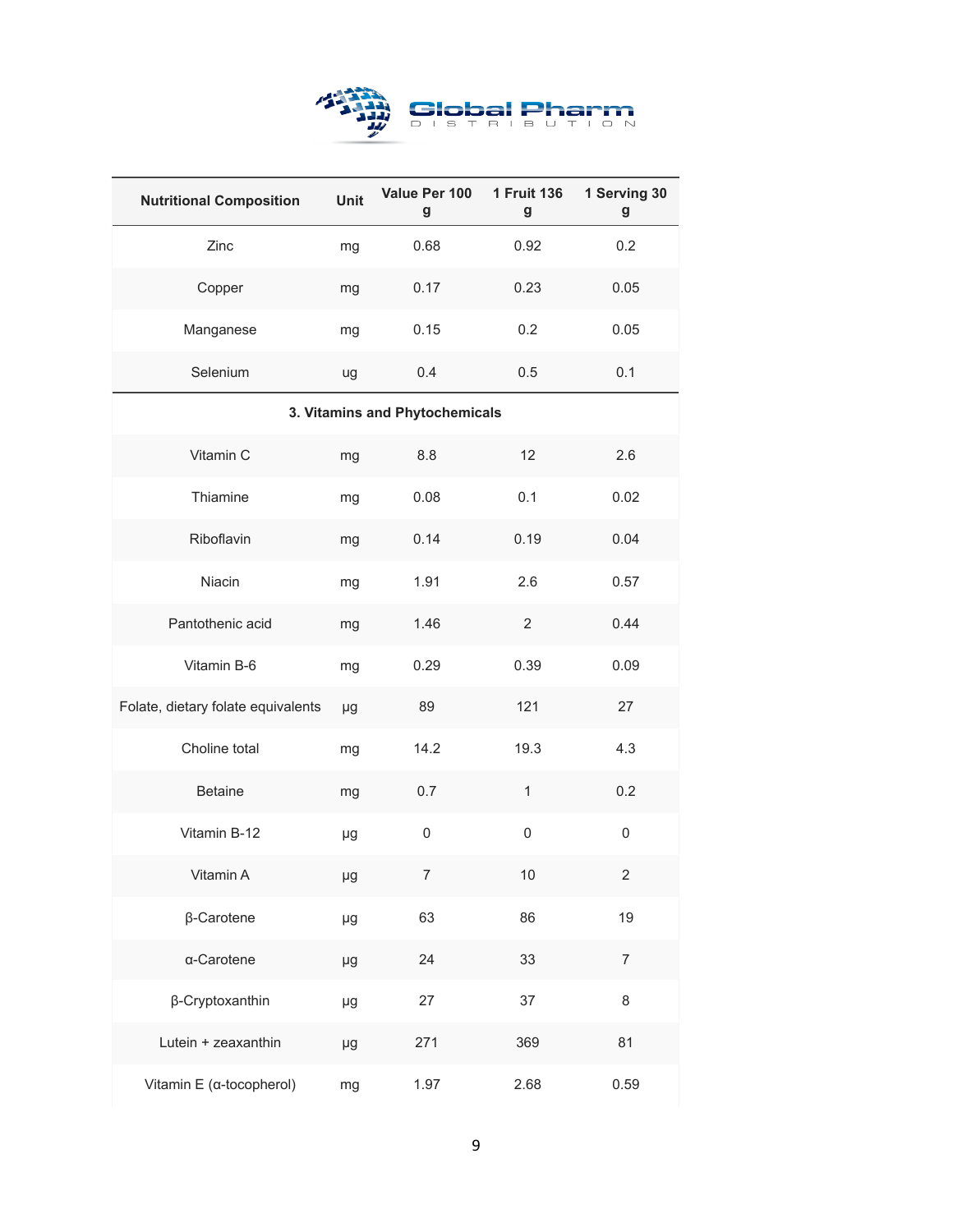| Nutritional Composition | Unit | Value Per 100 g | 1 Fruit 136 g | 1 Serving 30 g |
|---|---|---|---|---|
| Zinc | mg | 0.68 | 0.92 | 0.2 |
| Copper | mg | 0.17 | 0.23 | 0.05 |
| Manganese | mg | 0.15 | 0.2 | 0.05 |
| Selenium | ug | 0.4 | 0.5 | 0.1 |
| **3. Vitamins and Phytochemicals** | | | | |
| Vitamin C | mg | 8.8 | 12 | 2.6 |
| Thiamine | mg | 0.08 | 0.1 | 0.02 |
| Riboflavin | mg | 0.14 | 0.19 | 0.04 |
| Niacin | mg | 1.91 | 2.6 | 0.57 |
| Pantothenic acid | mg | 1.46 | 2 | 0.44 |
| Vitamin B-6 | mg | 0.29 | 0.39 | 0.09 |
| Folate, dietary folate equivalents | µg | 89 | 121 | 27 |
| Choline total | mg | 14.2 | 19.3 | 4.3 |
| Betaine | mg | 0.7 | 1 | 0.2 |
| Vitamin B-12 | µg | 0 | 0 | 0 |
| Vitamin A | µg | 7 | 10 | 2 |
| β-Carotene | µg | 63 | 86 | 19 |
| α-Carotene | µg | 24 | 33 | 7 |
| β-Cryptoxanthin | µg | 27 | 37 | 8 |
| Lutein + zeaxanthin | µg | 271 | 369 | 81 |
| Vitamin E (α-tocopherol) | mg | 1.97 | 2.68 | 0.59 |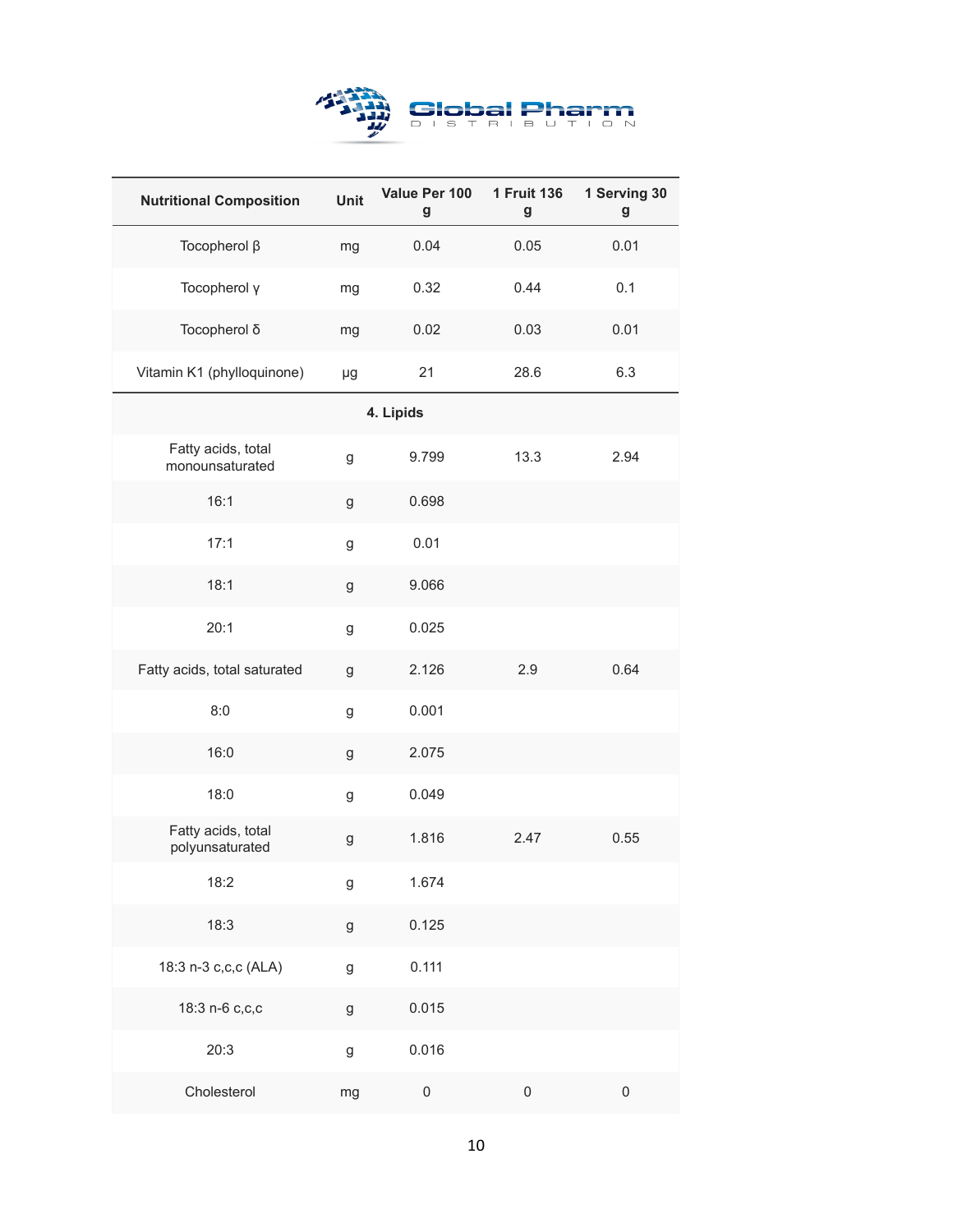| Nutritional Composition | Unit | Value Per 100 g | 1 Fruit 136 g | 1 Serving 30 g |
| --- | --- | --- | --- | --- |
| Tocopherol β | mg | 0.04 | 0.05 | 0.01 |
| Tocopherol γ | mg | 0.32 | 0.44 | 0.1 |
| Tocopherol δ | mg | 0.02 | 0.03 | 0.01 |
| Vitamin K1 (phylloquinone) | µg | 21 | 28.6 | 6.3 |
| **4. Lipids** | | | | |
| Fatty acids, total monounsaturated | g | 9.799 | 13.3 | 2.94 |
| 16:1 | g | 0.698 | | |
| 17:1 | g | 0.01 | | |
| 18:1 | g | 9.066 | | |
| 20:1 | g | 0.025 | | |
| Fatty acids, total saturated | g | 2.126 | 2.9 | 0.64 |
| 8:0 | g | 0.001 | | |
| 16:0 | g | 2.075 | | |
| 18:0 | g | 0.049 | | |
| Fatty acids, total polyunsaturated | g | 1.816 | 2.47 | 0.55 |
| 18:2 | g | 1.674 | | |
| 18:3 | g | 0.125 | | |
| 18:3 n-3 c,c,c (ALA) | g | 0.111 | | |
| 18:3 n-6 c,c,c | g | 0.015 | | |
| 20:3 | g | 0.016 | | |
| Cholesterol | mg | 0 | 0 | 0 |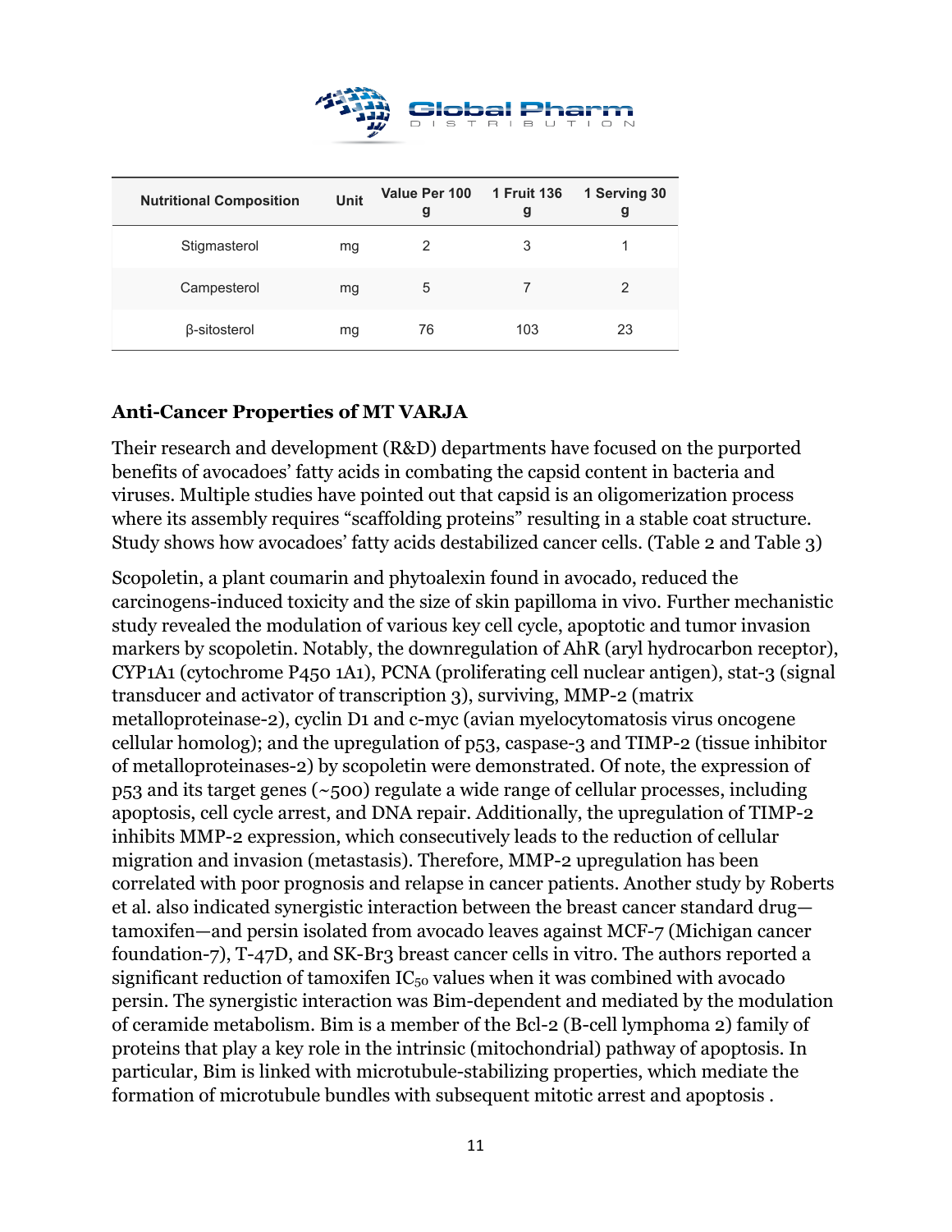| Nutritional Composition | Unit | Value Per 100 g | 1 Fruit 136 g | 1 Serving 30 g |
|---|---|---|---|---|
| Stigmasterol | mg | 2 | 3 | 1 |
| Campesterol | mg | 5 | 7 | 2 |
| β-sitosterol | mg | 76 | 103 | 23 |

## Anti-Cancer Properties of MT VARJA

Their research and development (R&D) departments have focused on the purported benefits of avocadoes' fatty acids in combating the capsid content in bacteria and viruses. Multiple studies have pointed out that capsid is an oligomerization process where its assembly requires "scaffolding proteins" resulting in a stable coat structure. Study shows how avocadoes' fatty acids destabilized cancer cells. (Table 2 and Table 3)

Scopoletin, a plant coumarin and phytoalexin found in avocado, reduced the carcinogens-induced toxicity and the size of skin papilloma in vivo. Further mechanistic study revealed the modulation of various key cell cycle, apoptotic and tumor invasion markers by scopoletin. Notably, the downregulation of AhR (aryl hydrocarbon receptor), CYP1A1 (cytochrome P450 1A1), PCNA (proliferating cell nuclear antigen), stat-3 (signal transducer and activator of transcription 3), surviving, MMP-2 (matrix metalloproteinase-2), cyclin D1 and c-myc (avian myelocytomatosis virus oncogene cellular homolog); and the upregulation of p53, caspase-3 and TIMP-2 (tissue inhibitor of metalloproteinases-2) by scopoletin were demonstrated. Of note, the expression of p53 and its target genes (~500) regulate a wide range of cellular processes, including apoptosis, cell cycle arrest, and DNA repair. Additionally, the upregulation of TIMP-2 inhibits MMP-2 expression, which consecutively leads to the reduction of cellular migration and invasion (metastasis). Therefore, MMP-2 upregulation has been correlated with poor prognosis and relapse in cancer patients. Another study by Roberts et al. also indicated synergistic interaction between the breast cancer standard drug—tamoxifen—and persin isolated from avocado leaves against MCF-7 (Michigan cancer foundation-7), T-47D, and SK-Br3 breast cancer cells in vitro. The authors reported a significant reduction of tamoxifen $IC_{50}$ values when it was combined with avocado persin. The synergistic interaction was Bim-dependent and mediated by the modulation of ceramide metabolism. Bim is a member of the Bcl-2 (B-cell lymphoma 2) family of proteins that play a key role in the intrinsic (mitochondrial) pathway of apoptosis. In particular, Bim is linked with microtubule-stabilizing properties, which mediate the formation of microtubule bundles with subsequent mitotic arrest and apoptosis .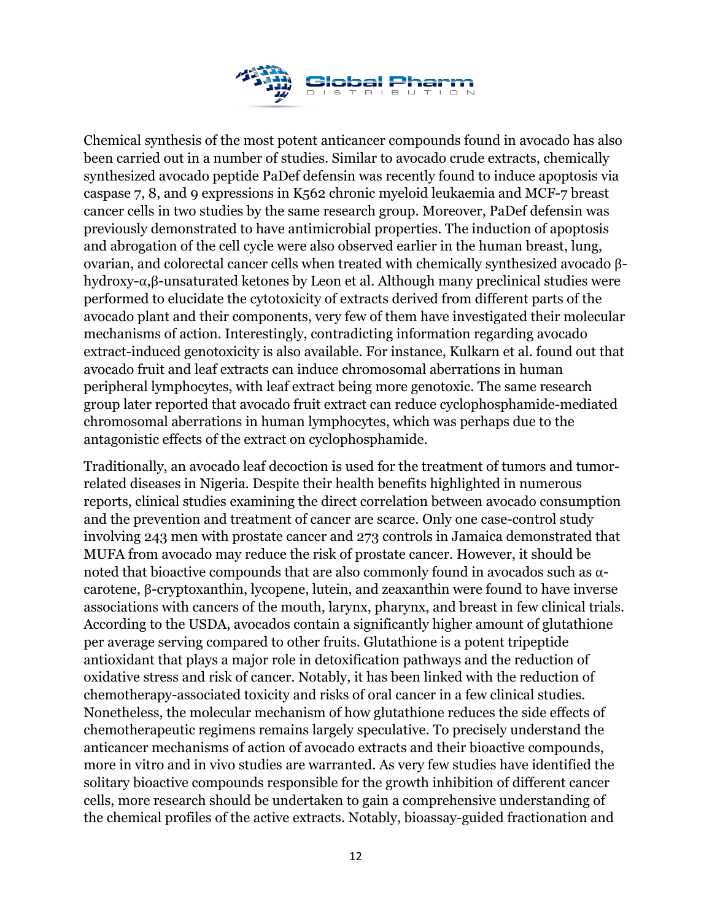Chemical synthesis of the most potent anticancer compounds found in avocado has also been carried out in a number of studies. Similar to avocado crude extracts, chemically synthesized avocado peptide PaDef defensin was recently found to induce apoptosis via caspase 7, 8, and 9 expressions in K562 chronic myeloid leukaemia and MCF-7 breast cancer cells in two studies by the same research group. Moreover, PaDef defensin was previously demonstrated to have antimicrobial properties. The induction of apoptosis and abrogation of the cell cycle were also observed earlier in the human breast, lung, ovarian, and colorectal cancer cells when treated with chemically synthesized avocado β-hydroxy-α,β-unsaturated ketones by Leon et al. Although many preclinical studies were performed to elucidate the cytotoxicity of extracts derived from different parts of the avocado plant and their components, very few of them have investigated their molecular mechanisms of action. Interestingly, contradicting information regarding avocado extract-induced genotoxicity is also available. For instance, Kulkarn et al. found out that avocado fruit and leaf extracts can induce chromosomal aberrations in human peripheral lymphocytes, with leaf extract being more genotoxic. The same research group later reported that avocado fruit extract can reduce cyclophosphamide-mediated chromosomal aberrations in human lymphocytes, which was perhaps due to the antagonistic effects of the extract on cyclophosphamide.

Traditionally, an avocado leaf decoction is used for the treatment of tumors and tumor-related diseases in Nigeria. Despite their health benefits highlighted in numerous reports, clinical studies examining the direct correlation between avocado consumption and the prevention and treatment of cancer are scarce. Only one case-control study involving 243 men with prostate cancer and 273 controls in Jamaica demonstrated that MUFA from avocado may reduce the risk of prostate cancer. However, it should be noted that bioactive compounds that are also commonly found in avocados such as α-carotene, β-cryptoxanthin, lycopene, lutein, and zeaxanthin were found to have inverse associations with cancers of the mouth, larynx, pharynx, and breast in few clinical trials. According to the USDA, avocados contain a significantly higher amount of glutathione per average serving compared to other fruits. Glutathione is a potent tripeptide antioxidant that plays a major role in detoxification pathways and the reduction of oxidative stress and risk of cancer. Notably, it has been linked with the reduction of chemotherapy-associated toxicity and risks of oral cancer in a few clinical studies. Nonetheless, the molecular mechanism of how glutathione reduces the side effects of chemotherapeutic regimens remains largely speculative. To precisely understand the anticancer mechanisms of action of avocado extracts and their bioactive compounds, more in vitro and in vivo studies are warranted. As very few studies have identified the solitary bioactive compounds responsible for the growth inhibition of different cancer cells, more research should be undertaken to gain a comprehensive understanding of the chemical profiles of the active extracts. Notably, bioassay-guided fractionation and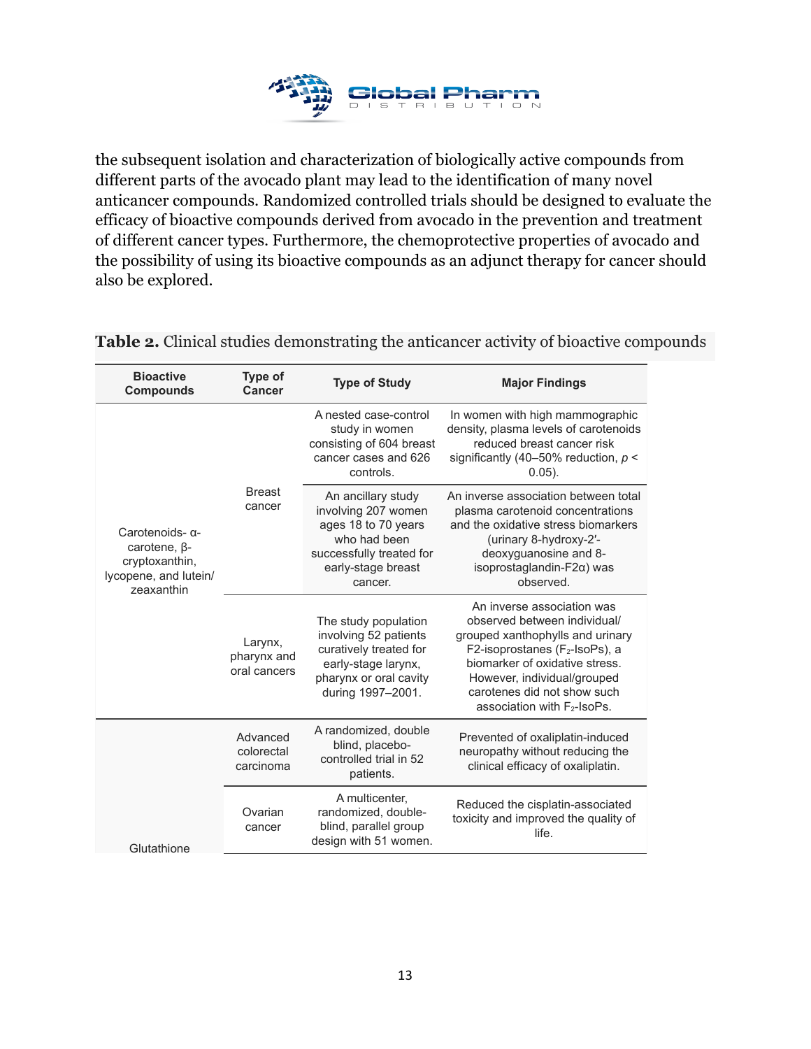the subsequent isolation and characterization of biologically active compounds from different parts of the avocado plant may lead to the identification of many novel anticancer compounds. Randomized controlled trials should be designed to evaluate the efficacy of bioactive compounds derived from avocado in the prevention and treatment of different cancer types. Furthermore, the chemoprotective properties of avocado and the possibility of using its bioactive compounds as an adjunct therapy for cancer should also be explored.

**Table 2.** Clinical studies demonstrating the anticancer activity of bioactive compounds

| Bioactive Compounds | Type of Cancer | Type of Study | Major Findings |
|---|---|---|---|
| Carotenoids- α-carotene, β-cryptoxanthin, lycopene, and lutein/ zeaxanthin | Breast cancer | A nested case-control study in women consisting of 604 breast cancer cases and 626 controls. | In women with high mammographic density, plasma levels of carotenoids reduced breast cancer risk significantly (40–50% reduction, $p < 0.05$). |
| | | An ancillary study involving 207 women ages 18 to 70 years who had been successfully treated for early-stage breast cancer. | An inverse association between total plasma carotenoid concentrations and the oxidative stress biomarkers (urinary 8-hydroxy-2′-deoxyguanosine and 8-isoprostaglandin-F2α) was observed. |
| | Larynx, pharynx and oral cancers | The study population involving 52 patients curatively treated for early-stage larynx, pharynx or oral cavity during 1997–2001. | An inverse association was observed between individual/ grouped xanthophylls and urinary F2-isoprostanes ($F_2$-IsoPs), a biomarker of oxidative stress. However, individual/grouped carotenes did not show such association with $F_2$-IsoPs. |
| Glutathione | Advanced colorectal carcinoma | A randomized, double blind, placebo-controlled trial in 52 patients. | Prevented of oxaliplatin-induced neuropathy without reducing the clinical efficacy of oxaliplatin. |
| | Ovarian cancer | A multicenter, randomized, double-blind, parallel group design with 51 women. | Reduced the cisplatin-associated toxicity and improved the quality of life. |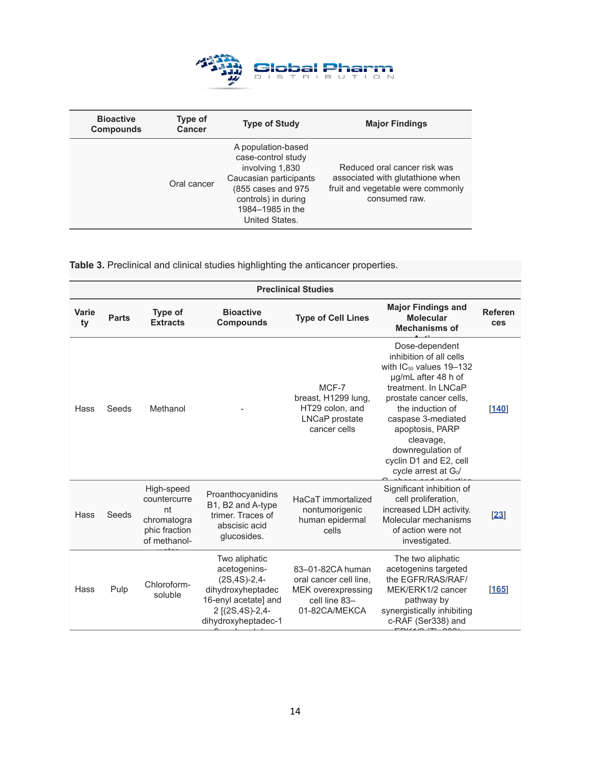| Bioactive Compounds | Type of Cancer | Type of Study | Major Findings |
|---|---|---|---|
| | Oral cancer | A population-based case-control study involving 1,830 Caucasian participants (855 cases and 975 controls) in during 1984–1985 in the United States. | Reduced oral cancer risk was associated with glutathione when fruit and vegetable were commonly consumed raw. |

**Table 3.** Preclinical and clinical studies highlighting the anticancer properties.

| Preclinical Studies | | | | | | |
|---|---|---|---|---|---|---|
| Variety | Parts | Type of Extracts | Bioactive Compounds | Type of Cell Lines | Major Findings and Molecular Mechanisms of Action | References |
| Hass | Seeds | Methanol | - | MCF-7 breast, H1299 lung, HT29 colon, and LNCaP prostate cancer cells | Dose-dependent inhibition of all cells with $IC_{50}$ values 19–132 µg/mL after 48 h of treatment. In LNCaP prostate cancer cells, the induction of caspase 3-mediated apoptosis, PARP cleavage, downregulation of cyclin D1 and E2, cell cycle arrest at $G_0$/ $G_1$ phase and reduction | [140] |
| Hass | Seeds | High-speed countercurrent chromatographic fraction of methanol-water | Proanthocyanidins B1, B2 and A-type trimer. Traces of abscisic acid glucosides. | HaCaT immortalized nontumorigenic human epidermal cells | Significant inhibition of cell proliferation, increased LDH activity. Molecular mechanisms of action were not investigated. | [23] |
| Hass | Pulp | Chloroform-soluble | Two aliphatic acetogenins-(2S,4S)-2,4-dihydroxyheptadec 16-enyl acetate] and 2 [(2S,4S)-2,4-dihydroxyheptadec-1 6-enyl acetate | 83–01-82CA human oral cancer cell line, MEK overexpressing cell line 83–01-82CA/MEKCA | The two aliphatic acetogenins targeted the EGFR/RAS/RAF/ MEK/ERK1/2 cancer pathway by synergistically inhibiting c-RAF (Ser338) and ERK1/2 (Thr202/ | [165] |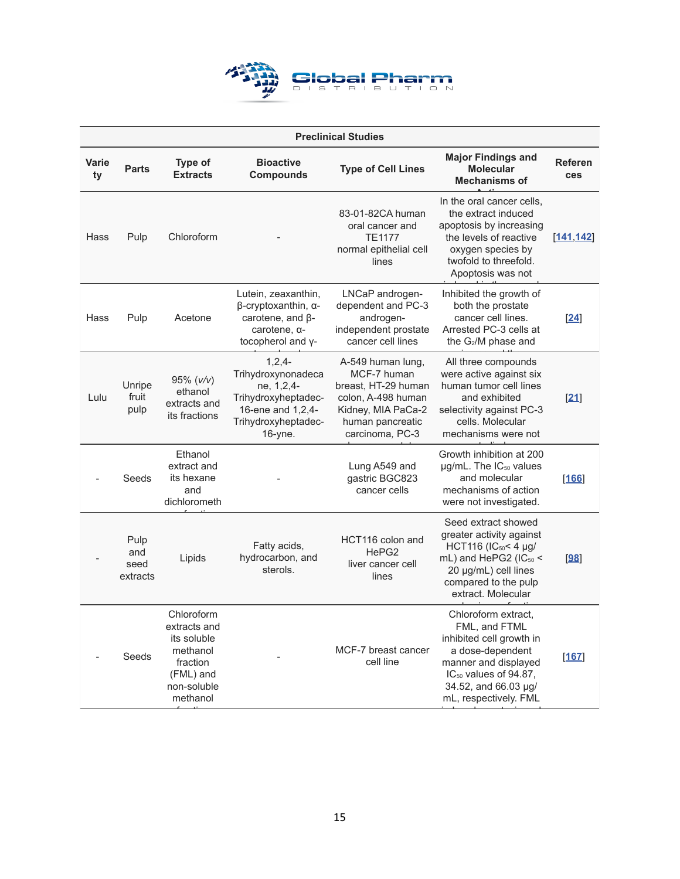| Preclinical Studies | | | | | | |
|---|---|---|---|---|---|---|
| Variety | Parts | Type of Extracts | Bioactive Compounds | Type of Cell Lines | Major Findings and Molecular Mechanisms of | References |
| Hass | Pulp | Chloroform | - | 83-01-82CA human oral cancer and TE1177 normal epithelial cell lines | In the oral cancer cells, the extract induced apoptosis by increasing the levels of reactive oxygen species by twofold to threefold. Apoptosis was not | [141,142] |
| Hass | Pulp | Acetone | Lutein, zeaxanthin, β-cryptoxanthin, α-carotene, and β-carotene, α-tocopherol and γ- | LNCaP androgen-dependent and PC-3 androgen-independent prostate cancer cell lines | Inhibited the growth of both the prostate cancer cell lines. Arrested PC-3 cells at the $G_2$/M phase and | [24] |
| Lulu | Unripe fruit pulp | 95% (*v/v*) ethanol extracts and its fractions | 1,2,4-Trihydroxynonadecane, 1,2,4-Trihydroxyheptadec-16-ene and 1,2,4-Trihydroxyheptadec-16-yne. | A-549 human lung, MCF-7 human breast, HT-29 human colon, A-498 human Kidney, MIA PaCa-2 human pancreatic carcinoma, PC-3 | All three compounds were active against six human tumor cell lines and exhibited selectivity against PC-3 cells. Molecular mechanisms were not | [21] |
| - | Seeds | Ethanol extract and its hexane and dichlorometh | - | Lung A549 and gastric BGC823 cancer cells | Growth inhibition at 200 μg/mL. The $IC_{50}$ values and molecular mechanisms of action were not investigated. | [166] |
| - | Pulp and seed extracts | Lipids | Fatty acids, hydrocarbon, and sterols. | HCT116 colon and HePG2 liver cancer cell lines | Seed extract showed greater activity against HCT116 ($IC_{50}$< 4 μg/mL) and HePG2 ($IC_{50}$ < 20 μg/mL) cell lines compared to the pulp extract. Molecular | [98] |
| - | Seeds | Chloroform extracts and its soluble methanol fraction (FML) and non-soluble methanol | - | MCF-7 breast cancer cell line | Chloroform extract, FML, and FTML inhibited cell growth in a dose-dependent manner and displayed $IC_{50}$ values of 94.87, 34.52, and 66.03 μg/mL, respectively. FML | [167] |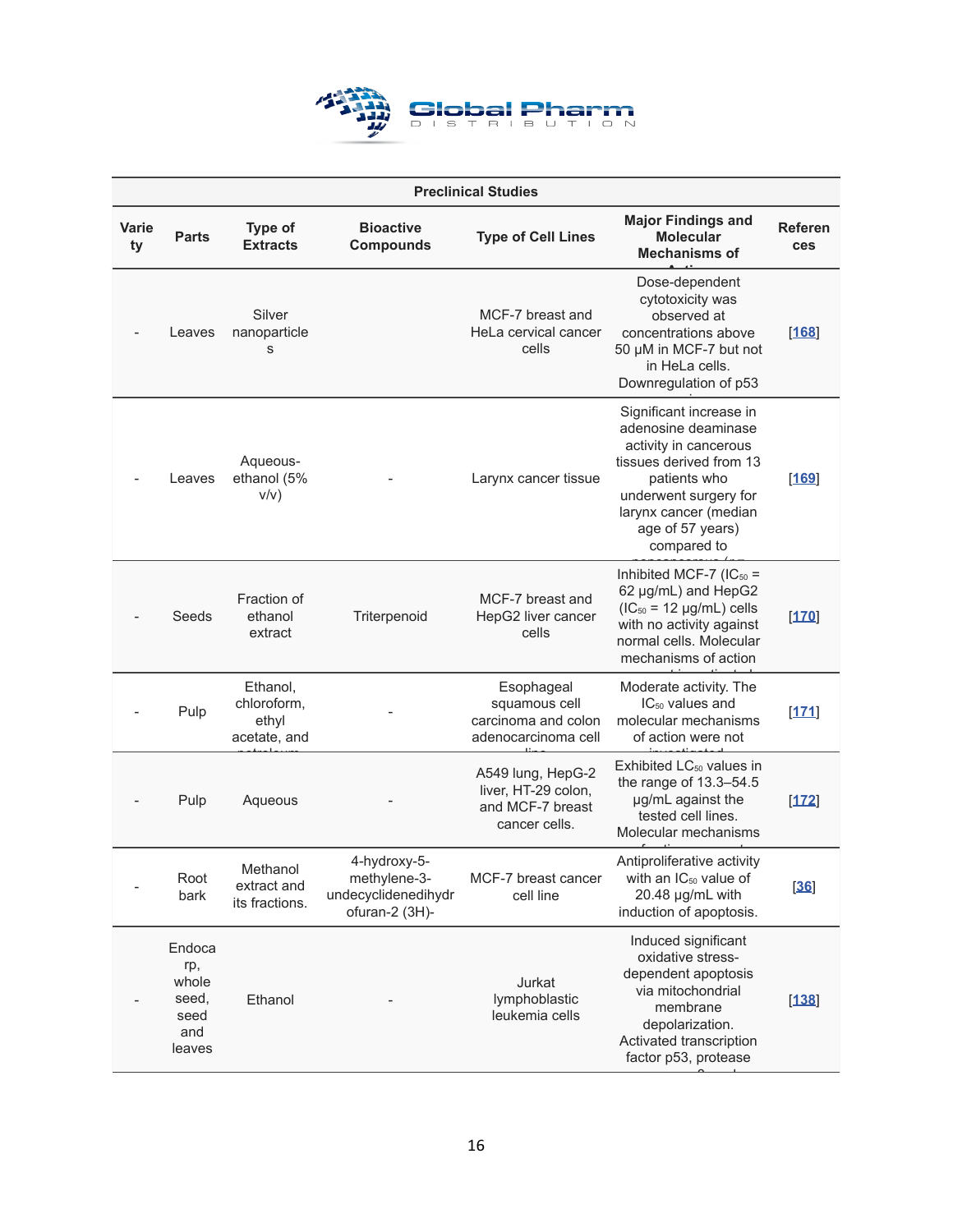| Preclinical Studies | | | | | | |
|---|---|---|---|---|---|---|
| Variety | Parts | Type of Extracts | Bioactive Compounds | Type of Cell Lines | Major Findings and Molecular Mechanisms of Action | References |
| - | Leaves | Silver nanoparticles | | MCF-7 breast and HeLa cervical cancer cells | Dose-dependent cytotoxicity was observed at concentrations above 50 μM in MCF-7 but not in HeLa cells. Downregulation of p53 | [168] |
| - | Leaves | Aqueous-ethanol (5% v/v) | - | Larynx cancer tissue | Significant increase in adenosine deaminase activity in cancerous tissues derived from 13 patients who underwent surgery for larynx cancer (median age of 57 years) compared to | [169] |
| - | Seeds | Fraction of ethanol extract | Triterpenoid | MCF-7 breast and HepG2 liver cancer cells | Inhibited MCF-7 ($IC_{50}$ = 62 μg/mL) and HepG2 ($IC_{50}$ = 12 μg/mL) cells with no activity against normal cells. Molecular mechanisms of action | [170] |
| - | Pulp | Ethanol, chloroform, ethyl acetate, and | - | Esophageal squamous cell carcinoma and colon adenocarcinoma cell | Moderate activity. The $IC_{50}$ values and molecular mechanisms of action were not | [171] |
| - | Pulp | Aqueous | - | A549 lung, HepG-2 liver, HT-29 colon, and MCF-7 breast cancer cells. | Exhibited $LC_{50}$ values in the range of 13.3–54.5 μg/mL against the tested cell lines. Molecular mechanisms | [172] |
| - | Root bark | Methanol extract and its fractions. | 4-hydroxy-5-methylene-3-undecyclidenedihydrofuran-2 (3H)- | MCF-7 breast cancer cell line | Antiproliferative activity with an $IC_{50}$ value of 20.48 μg/mL with induction of apoptosis. | [36] |
| - | Endocarp, whole seed, seed and leaves | Ethanol | - | Jurkat lymphoblastic leukemia cells | Induced significant oxidative stress-dependent apoptosis via mitochondrial membrane depolarization. Activated transcription factor p53, protease | [138] |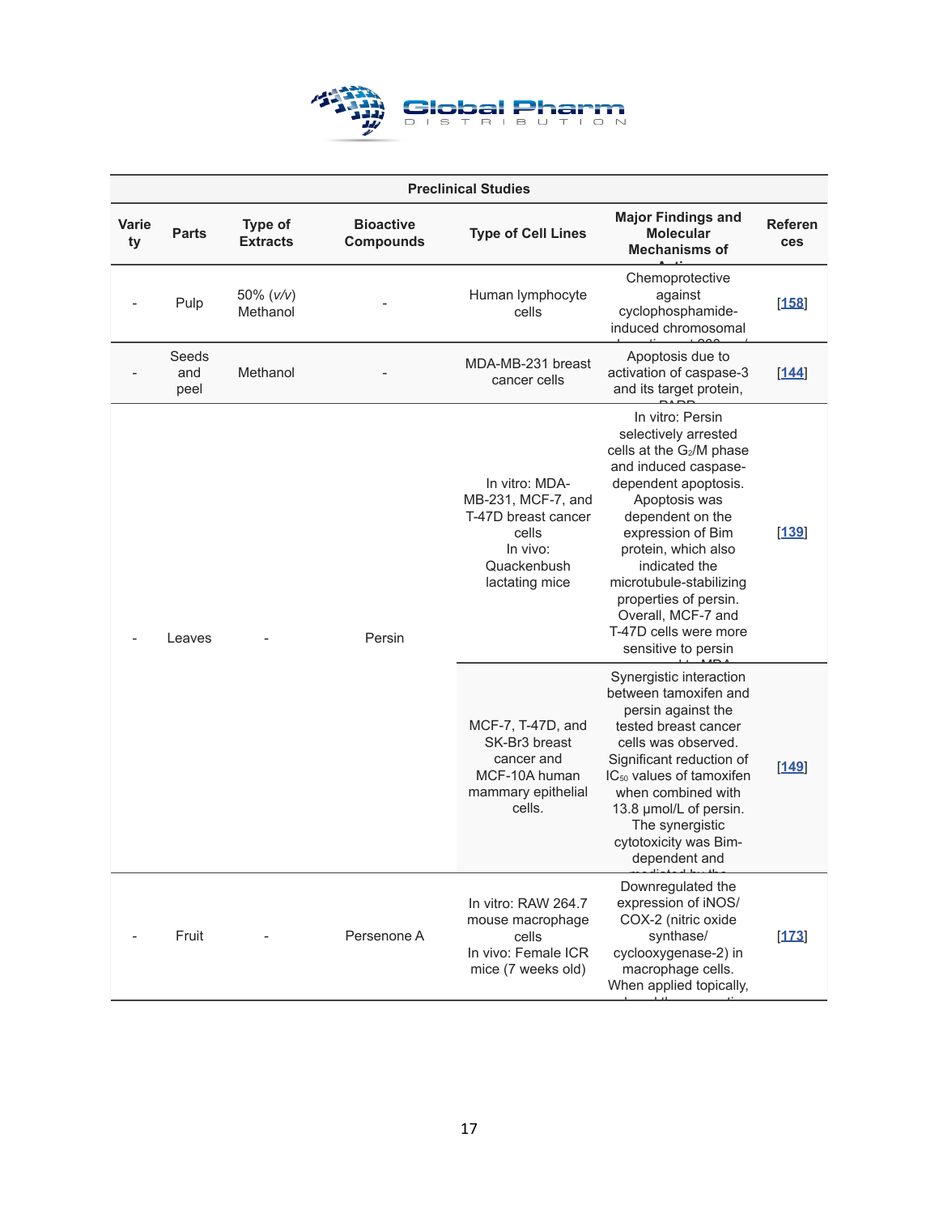| Preclinical Studies | | | | | | |
|---|---|---|---|---|---|---|
| Variety | Parts | Type of Extracts | Bioactive Compounds | Type of Cell Lines | Major Findings and Molecular Mechanisms of | References |
| - | Pulp | 50% (*v/v*) Methanol | - | Human lymphocyte cells | Chemoprotective against cyclophosphamide-induced chromosomal | [158] |
| - | Seeds and peel | Methanol | - | MDA-MB-231 breast cancer cells | Apoptosis due to activation of caspase-3 and its target protein, | [144] |
| - | Leaves | - | Persin | In vitro: MDA-MB-231, MCF-7, and T-47D breast cancer cells<br>In vivo: Quackenbush lactating mice | In vitro: Persin selectively arrested cells at the $G_2/M$ phase and induced caspase-dependent apoptosis. Apoptosis was dependent on the expression of Bim protein, which also indicated the microtubule-stabilizing properties of persin. Overall, MCF-7 and T-47D cells were more sensitive to persin | [139] |
| | | | | MCF-7, T-47D, and SK-Br3 breast cancer and MCF-10A human mammary epithelial cells. | Synergistic interaction between tamoxifen and persin against the tested breast cancer cells was observed. Significant reduction of $IC_{50}$ values of tamoxifen when combined with 13.8 μmol/L of persin. The synergistic cytotoxicity was Bim-dependent and | [149] |
| - | Fruit | - | Persenone A | In vitro: RAW 264.7 mouse macrophage cells<br>In vivo: Female ICR mice (7 weeks old) | Downregulated the expression of iNOS/ COX-2 (nitric oxide synthase/ cyclooxygenase-2) in macrophage cells. When applied topically, | [173] |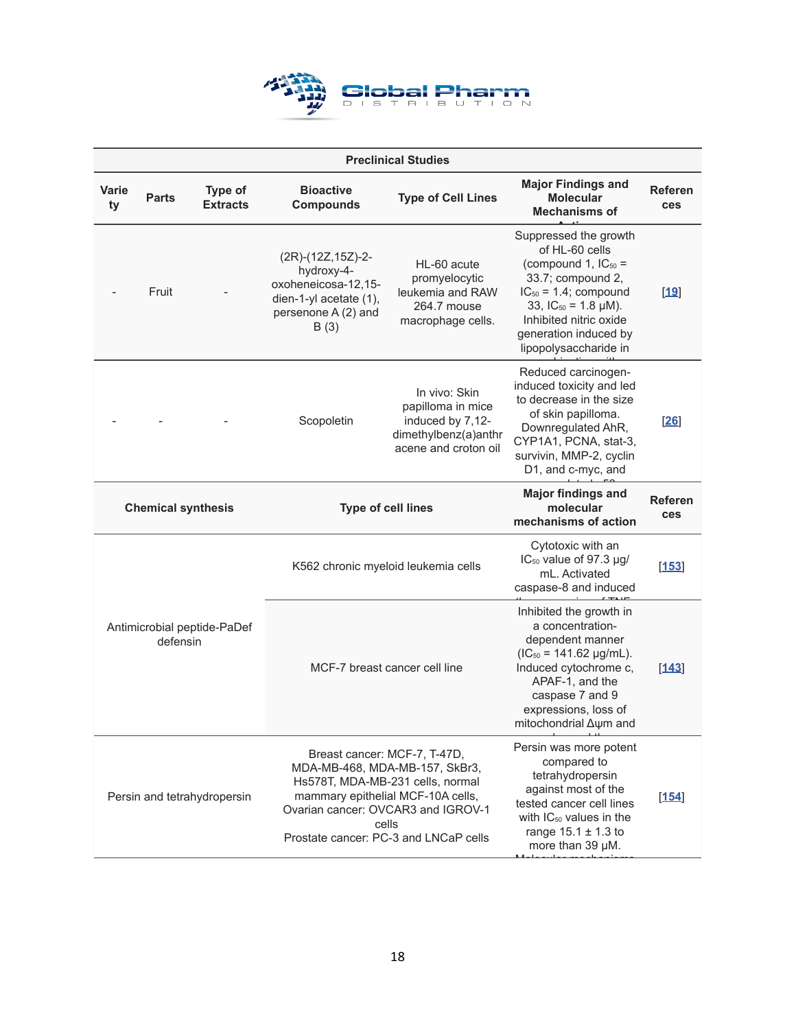| Preclinical Studies | | | | | | |
|---|---|---|---|---|---|---|
| Variety | Parts | Type of Extracts | Bioactive Compounds | Type of Cell Lines | Major Findings and Molecular Mechanisms of Action | References |
| - | Fruit | - | (2R)-(12Z,15Z)-2-hydroxy-4-oxoheneicosa-12,15-dien-1-yl acetate (1), persenone A (2) and B (3) | HL-60 acute promyelocytic leukemia and RAW 264.7 mouse macrophage cells. | Suppressed the growth of HL-60 cells (compound 1, $IC_{50}$ = 33.7; compound 2, $IC_{50}$ = 1.4; compound 33, $IC_{50}$ = 1.8 μM). Inhibited nitric oxide generation induced by lipopolysaccharide in | [19] |
| - | - | - | Scopoletin | In vivo: Skin papilloma in mice induced by 7,12-dimethylbenz(a)anthracene and croton oil | Reduced carcinogen-induced toxicity and led to decrease in the size of skin papilloma. Downregulated AhR, CYP1A1, PCNA, stat-3, survivin, MMP-2, cyclin D1, and c-myc, and | [26] |
| Chemical synthesis | | | Type of cell lines | | Major findings and molecular mechanisms of action | References |
| Antimicrobial peptide-PaDef defensin | | | K562 chronic myeloid leukemia cells | | Cytotoxic with an $IC_{50}$ value of 97.3 μg/mL. Activated caspase-8 and induced | [153] |
| | | | MCF-7 breast cancer cell line | | Inhibited the growth in a concentration-dependent manner ($IC_{50}$ = 141.62 μg/mL). Induced cytochrome c, APAF-1, and the caspase 7 and 9 expressions, loss of mitochondrial Δψm and | [143] |
| Persin and tetrahydropersin | | | Breast cancer: MCF-7, T-47D, MDA-MB-468, MDA-MB-157, SkBr3, Hs578T, MDA-MB-231 cells, normal mammary epithelial MCF-10A cells, Ovarian cancer: OVCAR3 and IGROV-1 cells<br>Prostate cancer: PC-3 and LNCaP cells | | Persin was more potent compared to tetrahydropersin against most of the tested cancer cell lines with $IC_{50}$ values in the range 15.1 ± 1.3 to more than 39 μM. | [154] |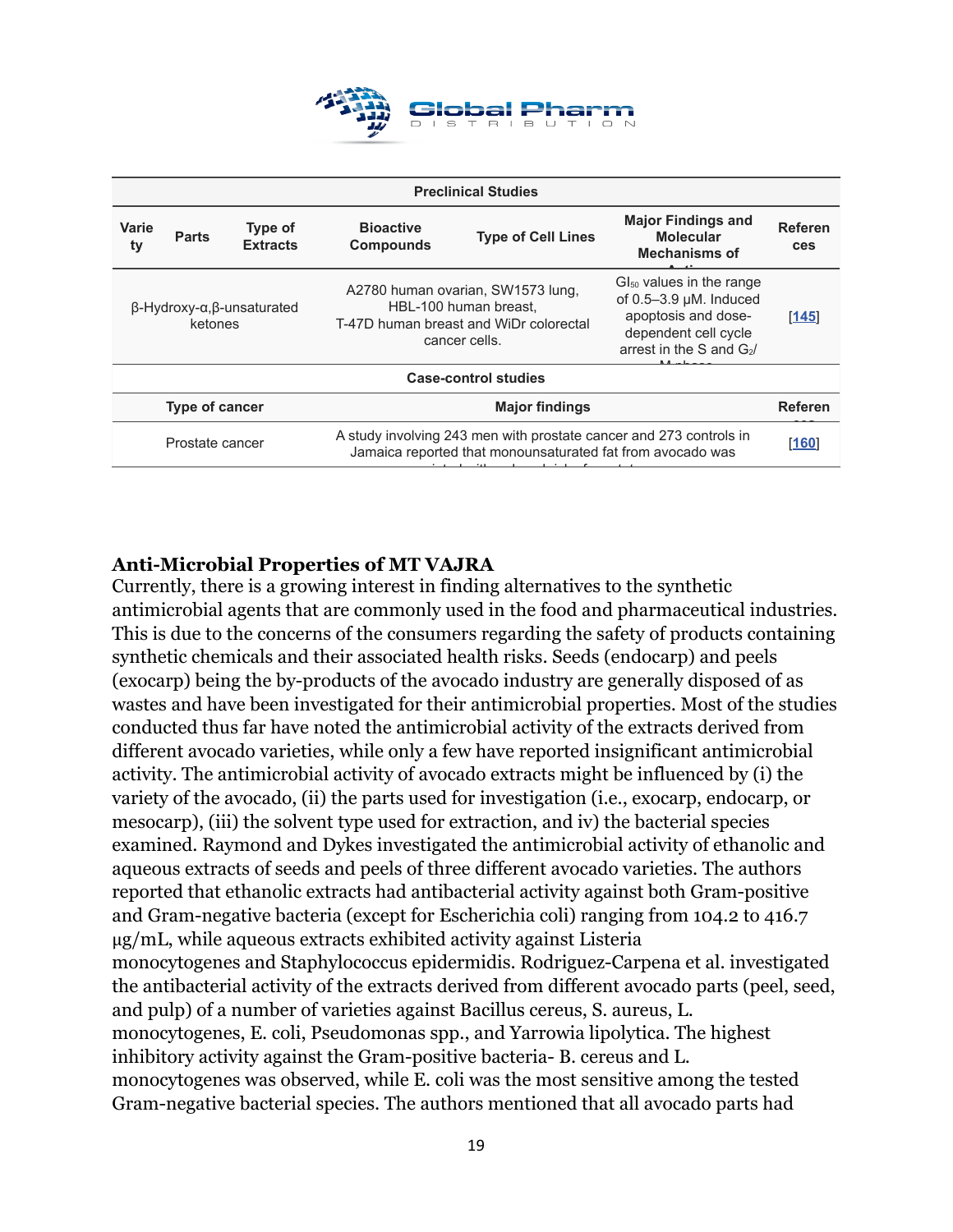| Preclinical Studies | | | | | | |
|---|---|---|---|---|---|---|
| Variety | Parts | Type of Extracts | Bioactive Compounds | Type of Cell Lines | Major Findings and Molecular Mechanisms of Action | References |
| β-Hydroxy-α,β-unsaturated ketones | | | A2780 human ovarian, SW1573 lung, HBL-100 human breast, T-47D human breast and WiDr colorectal cancer cells. | | $GI_{50}$ values in the range of 0.5–3.9 μM. Induced apoptosis and dose-dependent cell cycle arrest in the S and $G_2$/M phase | [145] |

| Case-control studies | | |
|---|---|---|
| Type of cancer | Major findings | References |
| Prostate cancer | A study involving 243 men with prostate cancer and 273 controls in Jamaica reported that monounsaturated fat from avocado was associated with reduced risk of prostate | [160] |

## Anti-Microbial Properties of MT VAJRA

Currently, there is a growing interest in finding alternatives to the synthetic antimicrobial agents that are commonly used in the food and pharmaceutical industries. This is due to the concerns of the consumers regarding the safety of products containing synthetic chemicals and their associated health risks. Seeds (endocarp) and peels (exocarp) being the by-products of the avocado industry are generally disposed of as wastes and have been investigated for their antimicrobial properties. Most of the studies conducted thus far have noted the antimicrobial activity of the extracts derived from different avocado varieties, while only a few have reported insignificant antimicrobial activity. The antimicrobial activity of avocado extracts might be influenced by (i) the variety of the avocado, (ii) the parts used for investigation (i.e., exocarp, endocarp, or mesocarp), (iii) the solvent type used for extraction, and iv) the bacterial species examined. Raymond and Dykes investigated the antimicrobial activity of ethanolic and aqueous extracts of seeds and peels of three different avocado varieties. The authors reported that ethanolic extracts had antibacterial activity against both Gram-positive and Gram-negative bacteria (except for Escherichia coli) ranging from 104.2 to 416.7 μg/mL, while aqueous extracts exhibited activity against Listeria monocytogenes and Staphylococcus epidermidis. Rodriguez-Carpena et al. investigated the antibacterial activity of the extracts derived from different avocado parts (peel, seed, and pulp) of a number of varieties against Bacillus cereus, S. aureus, L. monocytogenes, E. coli, Pseudomonas spp., and Yarrowia lipolytica. The highest inhibitory activity against the Gram-positive bacteria- B. cereus and L. monocytogenes was observed, while E. coli was the most sensitive among the tested Gram-negative bacterial species. The authors mentioned that all avocado parts had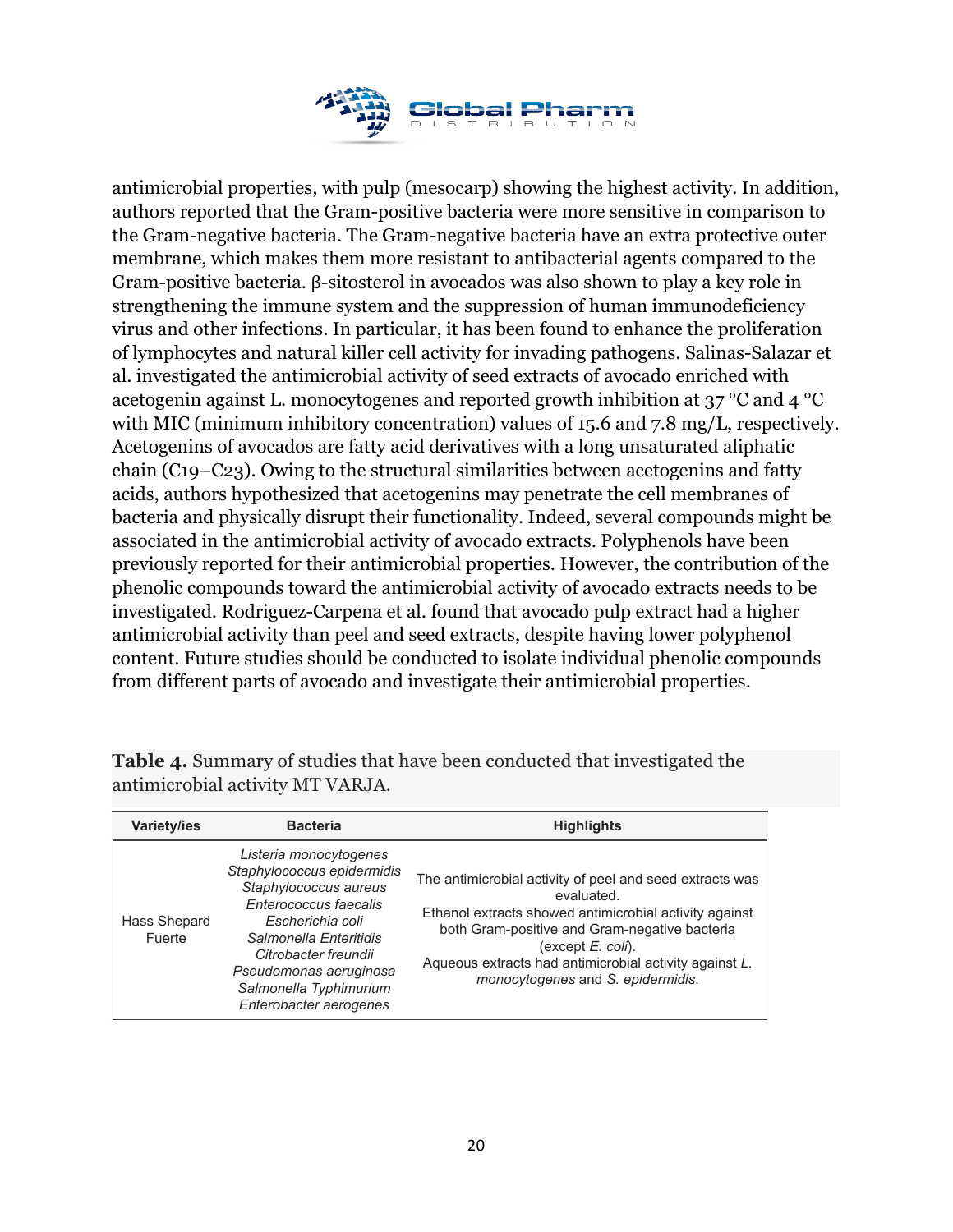antimicrobial properties, with pulp (mesocarp) showing the highest activity. In addition, authors reported that the Gram-positive bacteria were more sensitive in comparison to the Gram-negative bacteria. The Gram-negative bacteria have an extra protective outer membrane, which makes them more resistant to antibacterial agents compared to the Gram-positive bacteria. β-sitosterol in avocados was also shown to play a key role in strengthening the immune system and the suppression of human immunodeficiency virus and other infections. In particular, it has been found to enhance the proliferation of lymphocytes and natural killer cell activity for invading pathogens. Salinas-Salazar et al. investigated the antimicrobial activity of seed extracts of avocado enriched with acetogenin against L. monocytogenes and reported growth inhibition at 37 °C and 4 °C with MIC (minimum inhibitory concentration) values of 15.6 and 7.8 mg/L, respectively. Acetogenins of avocados are fatty acid derivatives with a long unsaturated aliphatic chain (C19–C23). Owing to the structural similarities between acetogenins and fatty acids, authors hypothesized that acetogenins may penetrate the cell membranes of bacteria and physically disrupt their functionality. Indeed, several compounds might be associated in the antimicrobial activity of avocado extracts. Polyphenols have been previously reported for their antimicrobial properties. However, the contribution of the phenolic compounds toward the antimicrobial activity of avocado extracts needs to be investigated. Rodriguez-Carpena et al. found that avocado pulp extract had a higher antimicrobial activity than peel and seed extracts, despite having lower polyphenol content. Future studies should be conducted to isolate individual phenolic compounds from different parts of avocado and investigate their antimicrobial properties.

**Table 4.** Summary of studies that have been conducted that investigated the antimicrobial activity MT VARJA.

| Variety/ies | Bacteria | Highlights |
|---|---|---|
| Hass Shepard Fuerte | *Listeria monocytogenes* *Staphylococcus epidermidis* *Staphylococcus aureus* *Enterococcus faecalis* *Escherichia coli* *Salmonella Enteritidis* *Citrobacter freundii* *Pseudomonas aeruginosa* *Salmonella Typhimurium* *Enterobacter aerogenes* | The antimicrobial activity of peel and seed extracts was evaluated. Ethanol extracts showed antimicrobial activity against both Gram-positive and Gram-negative bacteria (except *E. coli*). Aqueous extracts had antimicrobial activity against *L. monocytogenes* and *S. epidermidis*. |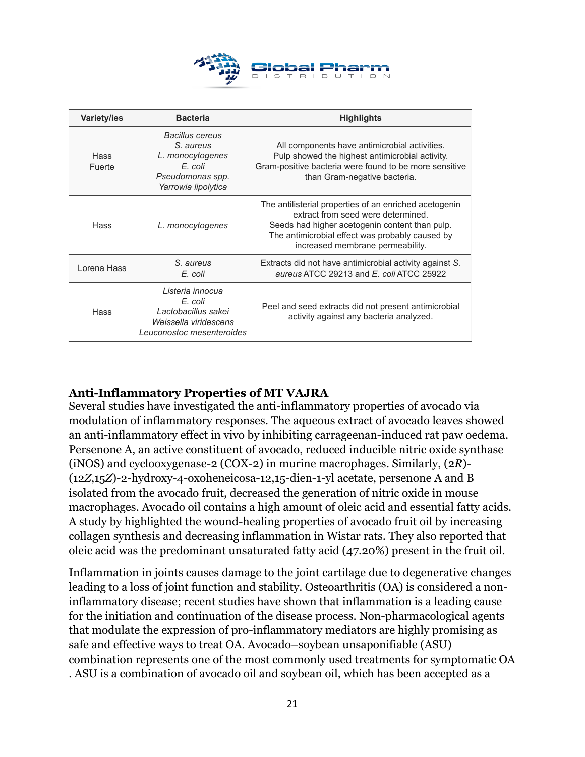| Variety/ies | Bacteria | Highlights |
|---|---|---|
| Hass<br>Fuerte | *Bacillus cereus*<br>*S. aureus*<br>*L. monocytogenes*<br>*E. coli*<br>*Pseudomonas spp.*<br>*Yarrowia lipolytica* | All components have antimicrobial activities.<br>Pulp showed the highest antimicrobial activity.<br>Gram-positive bacteria were found to be more sensitive than Gram-negative bacteria. |
| Hass | *L. monocytogenes* | The antilisterial properties of an enriched acetogenin extract from seed were determined.<br>Seeds had higher acetogenin content than pulp.<br>The antimicrobial effect was probably caused by increased membrane permeability. |
| Lorena Hass | *S. aureus*<br>*E. coli* | Extracts did not have antimicrobial activity against *S. aureus* ATCC 29213 and *E. coli* ATCC 25922 |
| Hass | *Listeria innocua*<br>*E. coli*<br>*Lactobacillus sakei*<br>*Weissella viridescens*<br>*Leuconostoc mesenteroides* | Peel and seed extracts did not present antimicrobial activity against any bacteria analyzed. |

**Anti-Inflammatory Properties of MT VAJRA**

Several studies have investigated the anti-inflammatory properties of avocado via modulation of inflammatory responses. The aqueous extract of avocado leaves showed an anti-inflammatory effect in vivo by inhibiting carrageenan-induced rat paw oedema. Persenone A, an active constituent of avocado, reduced inducible nitric oxide synthase (iNOS) and cyclooxygenase-2 (COX-2) in murine macrophages. Similarly, (2*R*)-(12*Z*,15*Z*)-2-hydroxy-4-oxoheneicosa-12,15-dien-1-yl acetate, persenone A and B isolated from the avocado fruit, decreased the generation of nitric oxide in mouse macrophages. Avocado oil contains a high amount of oleic acid and essential fatty acids. A study by highlighted the wound-healing properties of avocado fruit oil by increasing collagen synthesis and decreasing inflammation in Wistar rats. They also reported that oleic acid was the predominant unsaturated fatty acid (47.20%) present in the fruit oil.

Inflammation in joints causes damage to the joint cartilage due to degenerative changes leading to a loss of joint function and stability. Osteoarthritis (OA) is considered a non-inflammatory disease; recent studies have shown that inflammation is a leading cause for the initiation and continuation of the disease process. Non-pharmacological agents that modulate the expression of pro-inflammatory mediators are highly promising as safe and effective ways to treat OA. Avocado–soybean unsaponifiable (ASU) combination represents one of the most commonly used treatments for symptomatic OA . ASU is a combination of avocado oil and soybean oil, which has been accepted as a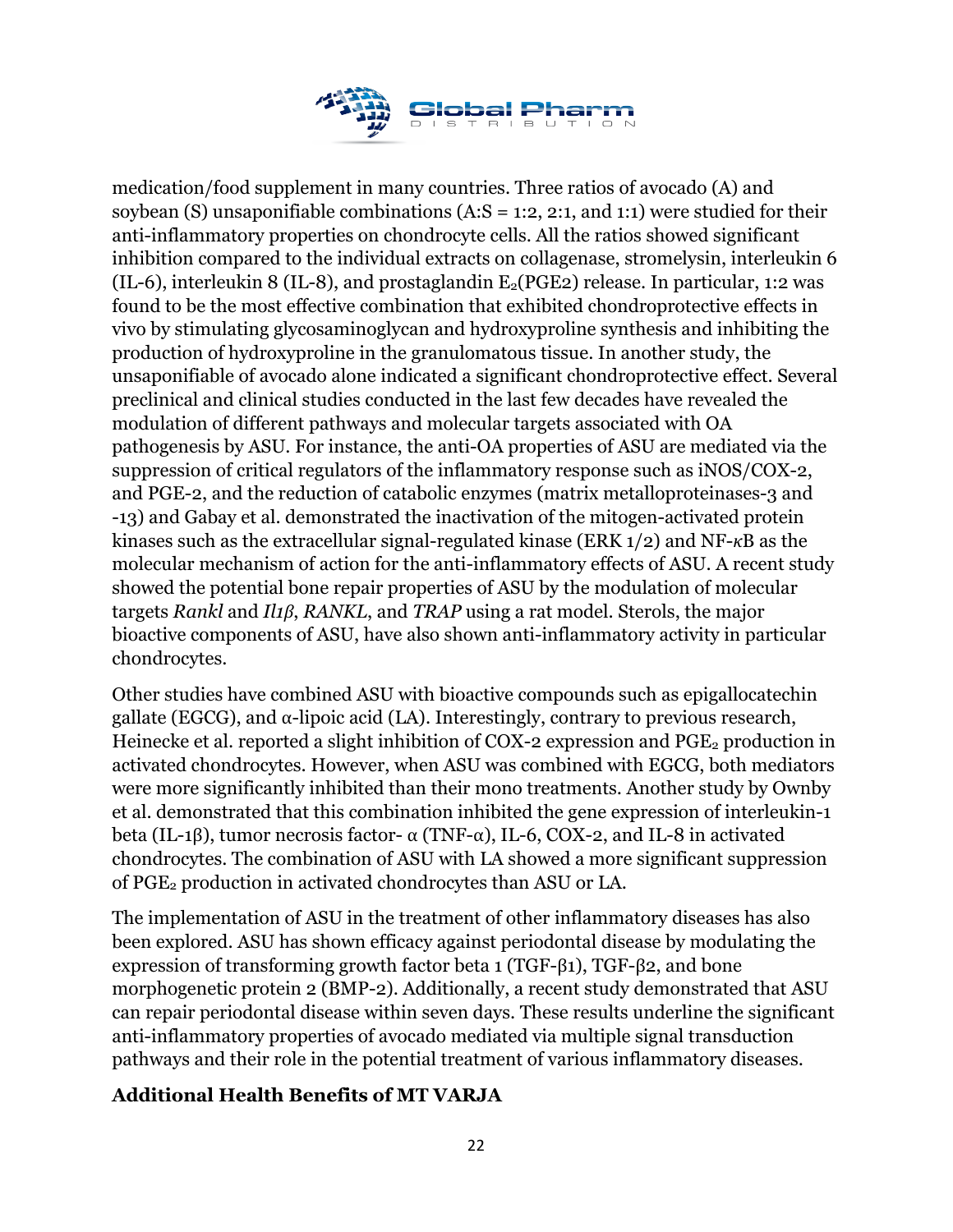medication/food supplement in many countries. Three ratios of avocado (A) and soybean (S) unsaponifiable combinations (A:S = 1:2, 2:1, and 1:1) were studied for their anti-inflammatory properties on chondrocyte cells. All the ratios showed significant inhibition compared to the individual extracts on collagenase, stromelysin, interleukin 6 (IL-6), interleukin 8 (IL-8), and prostaglandin $E_2$(PGE2) release. In particular, 1:2 was found to be the most effective combination that exhibited chondroprotective effects in vivo by stimulating glycosaminoglycan and hydroxyproline synthesis and inhibiting the production of hydroxyproline in the granulomatous tissue. In another study, the unsaponifiable of avocado alone indicated a significant chondroprotective effect. Several preclinical and clinical studies conducted in the last few decades have revealed the modulation of different pathways and molecular targets associated with OA pathogenesis by ASU. For instance, the anti-OA properties of ASU are mediated via the suppression of critical regulators of the inflammatory response such as iNOS/COX-2, and PGE-2, and the reduction of catabolic enzymes (matrix metalloproteinases-3 and -13) and Gabay et al. demonstrated the inactivation of the mitogen-activated protein kinases such as the extracellular signal-regulated kinase (ERK 1/2) and NF-*κ*B as the molecular mechanism of action for the anti-inflammatory effects of ASU. A recent study showed the potential bone repair properties of ASU by the modulation of molecular targets *Rankl* and *Il1β*, *RANKL*, and *TRAP* using a rat model. Sterols, the major bioactive components of ASU, have also shown anti-inflammatory activity in particular chondrocytes.

Other studies have combined ASU with bioactive compounds such as epigallocatechin gallate (EGCG), and α-lipoic acid (LA). Interestingly, contrary to previous research, Heinecke et al. reported a slight inhibition of COX-2 expression and $PGE_2$ production in activated chondrocytes. However, when ASU was combined with EGCG, both mediators were more significantly inhibited than their mono treatments. Another study by Ownby et al. demonstrated that this combination inhibited the gene expression of interleukin-1 beta (IL-1β), tumor necrosis factor- α (TNF-α), IL-6, COX-2, and IL-8 in activated chondrocytes. The combination of ASU with LA showed a more significant suppression of $PGE_2$ production in activated chondrocytes than ASU or LA.

The implementation of ASU in the treatment of other inflammatory diseases has also been explored. ASU has shown efficacy against periodontal disease by modulating the expression of transforming growth factor beta 1 (TGF-β1), TGF-β2, and bone morphogenetic protein 2 (BMP-2). Additionally, a recent study demonstrated that ASU can repair periodontal disease within seven days. These results underline the significant anti-inflammatory properties of avocado mediated via multiple signal transduction pathways and their role in the potential treatment of various inflammatory diseases.

## Additional Health Benefits of MT VARJA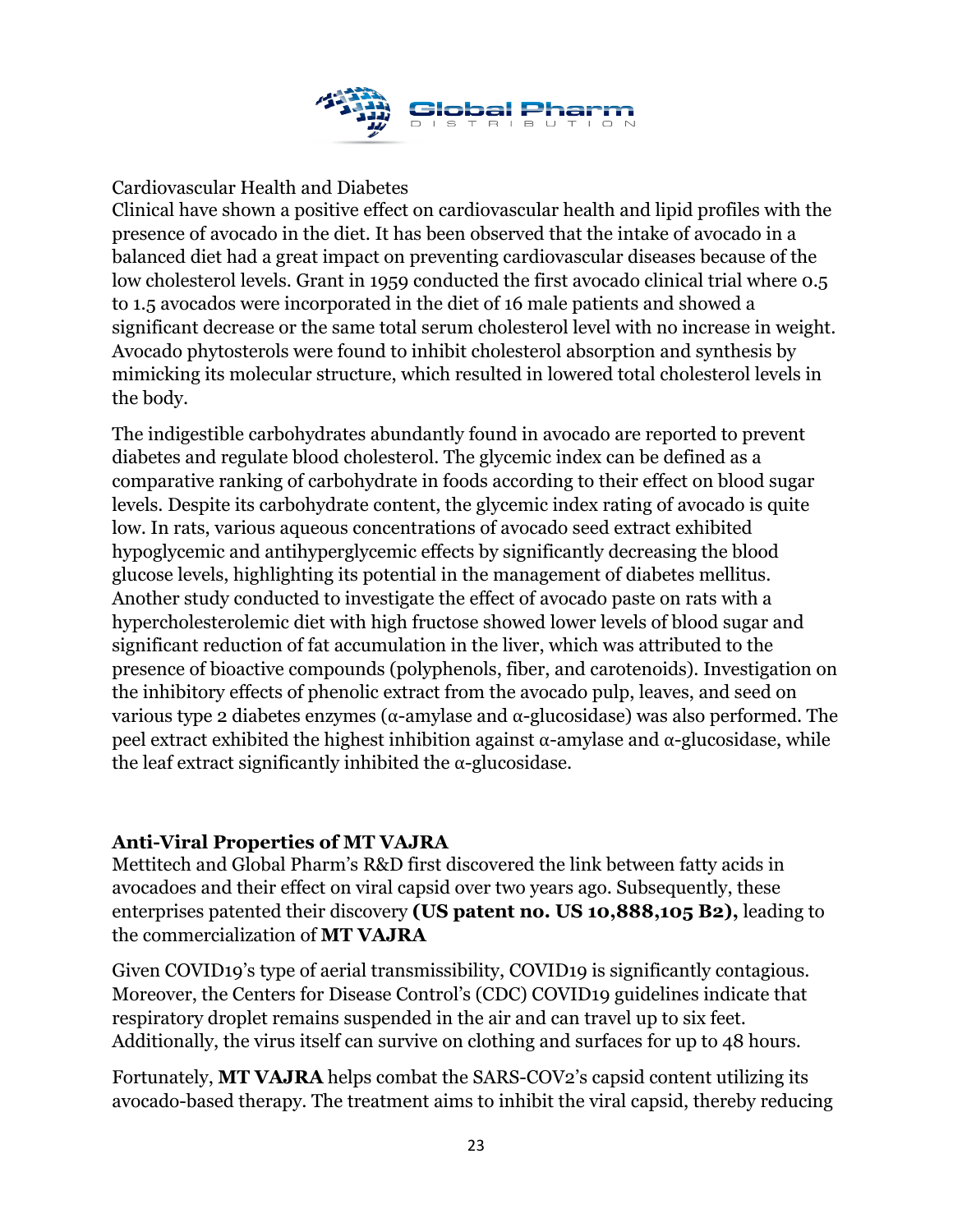Cardiovascular Health and Diabetes

Clinical have shown a positive effect on cardiovascular health and lipid profiles with the presence of avocado in the diet. It has been observed that the intake of avocado in a balanced diet had a great impact on preventing cardiovascular diseases because of the low cholesterol levels. Grant in 1959 conducted the first avocado clinical trial where 0.5 to 1.5 avocados were incorporated in the diet of 16 male patients and showed a significant decrease or the same total serum cholesterol level with no increase in weight. Avocado phytosterols were found to inhibit cholesterol absorption and synthesis by mimicking its molecular structure, which resulted in lowered total cholesterol levels in the body.

The indigestible carbohydrates abundantly found in avocado are reported to prevent diabetes and regulate blood cholesterol. The glycemic index can be defined as a comparative ranking of carbohydrate in foods according to their effect on blood sugar levels. Despite its carbohydrate content, the glycemic index rating of avocado is quite low. In rats, various aqueous concentrations of avocado seed extract exhibited hypoglycemic and antihyperglycemic effects by significantly decreasing the blood glucose levels, highlighting its potential in the management of diabetes mellitus. Another study conducted to investigate the effect of avocado paste on rats with a hypercholesterolemic diet with high fructose showed lower levels of blood sugar and significant reduction of fat accumulation in the liver, which was attributed to the presence of bioactive compounds (polyphenols, fiber, and carotenoids). Investigation on the inhibitory effects of phenolic extract from the avocado pulp, leaves, and seed on various type 2 diabetes enzymes (α-amylase and α-glucosidase) was also performed. The peel extract exhibited the highest inhibition against α-amylase and α-glucosidase, while the leaf extract significantly inhibited the α-glucosidase.

**Anti-Viral Properties of MT VAJRA**

Mettitech and Global Pharm's R&D first discovered the link between fatty acids in avocadoes and their effect on viral capsid over two years ago. Subsequently, these enterprises patented their discovery **(US patent no. US 10,888,105 B2),** leading to the commercialization of **MT VAJRA**

Given COVID19's type of aerial transmissibility, COVID19 is significantly contagious. Moreover, the Centers for Disease Control's (CDC) COVID19 guidelines indicate that respiratory droplet remains suspended in the air and can travel up to six feet. Additionally, the virus itself can survive on clothing and surfaces for up to 48 hours.

Fortunately, **MT VAJRA** helps combat the SARS-COV2's capsid content utilizing its avocado-based therapy. The treatment aims to inhibit the viral capsid, thereby reducing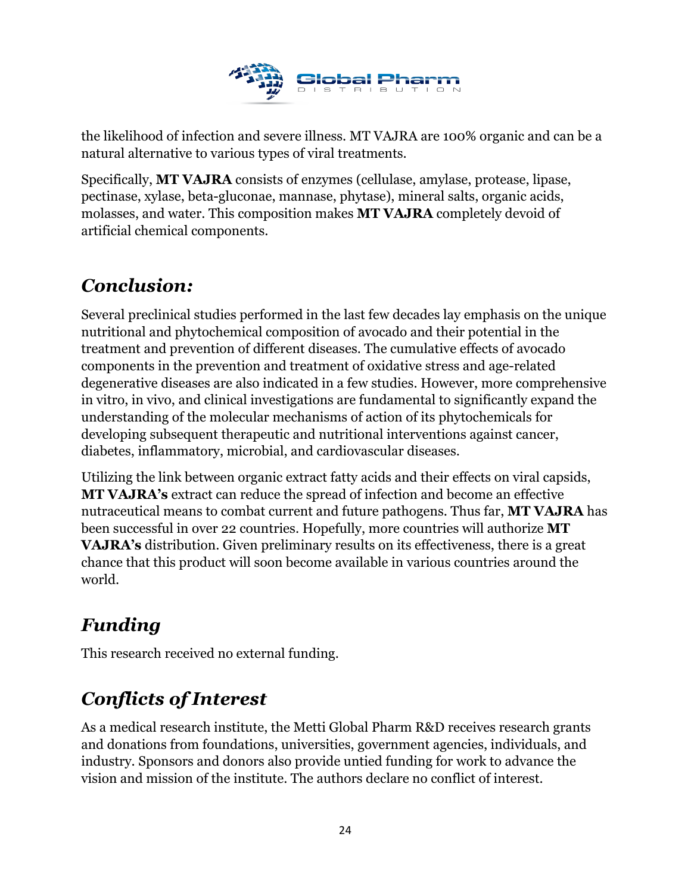the likelihood of infection and severe illness. MT VAJRA are 100% organic and can be a natural alternative to various types of viral treatments.

Specifically, **MT VAJRA** consists of enzymes (cellulase, amylase, protease, lipase, pectinase, xylase, beta-gluconae, mannase, phytase), mineral salts, organic acids, molasses, and water. This composition makes **MT VAJRA** completely devoid of artificial chemical components.

## *Conclusion:*

Several preclinical studies performed in the last few decades lay emphasis on the unique nutritional and phytochemical composition of avocado and their potential in the treatment and prevention of different diseases. The cumulative effects of avocado components in the prevention and treatment of oxidative stress and age-related degenerative diseases are also indicated in a few studies. However, more comprehensive in vitro, in vivo, and clinical investigations are fundamental to significantly expand the understanding of the molecular mechanisms of action of its phytochemicals for developing subsequent therapeutic and nutritional interventions against cancer, diabetes, inflammatory, microbial, and cardiovascular diseases.

Utilizing the link between organic extract fatty acids and their effects on viral capsids, **MT VAJRA's** extract can reduce the spread of infection and become an effective nutraceutical means to combat current and future pathogens. Thus far, **MT VAJRA** has been successful in over 22 countries. Hopefully, more countries will authorize **MT VAJRA's** distribution. Given preliminary results on its effectiveness, there is a great chance that this product will soon become available in various countries around the world.

## *Funding*

This research received no external funding.

## *Conflicts of Interest*

As a medical research institute, the Metti Global Pharm R&D receives research grants and donations from foundations, universities, government agencies, individuals, and industry. Sponsors and donors also provide untied funding for work to advance the vision and mission of the institute. The authors declare no conflict of interest.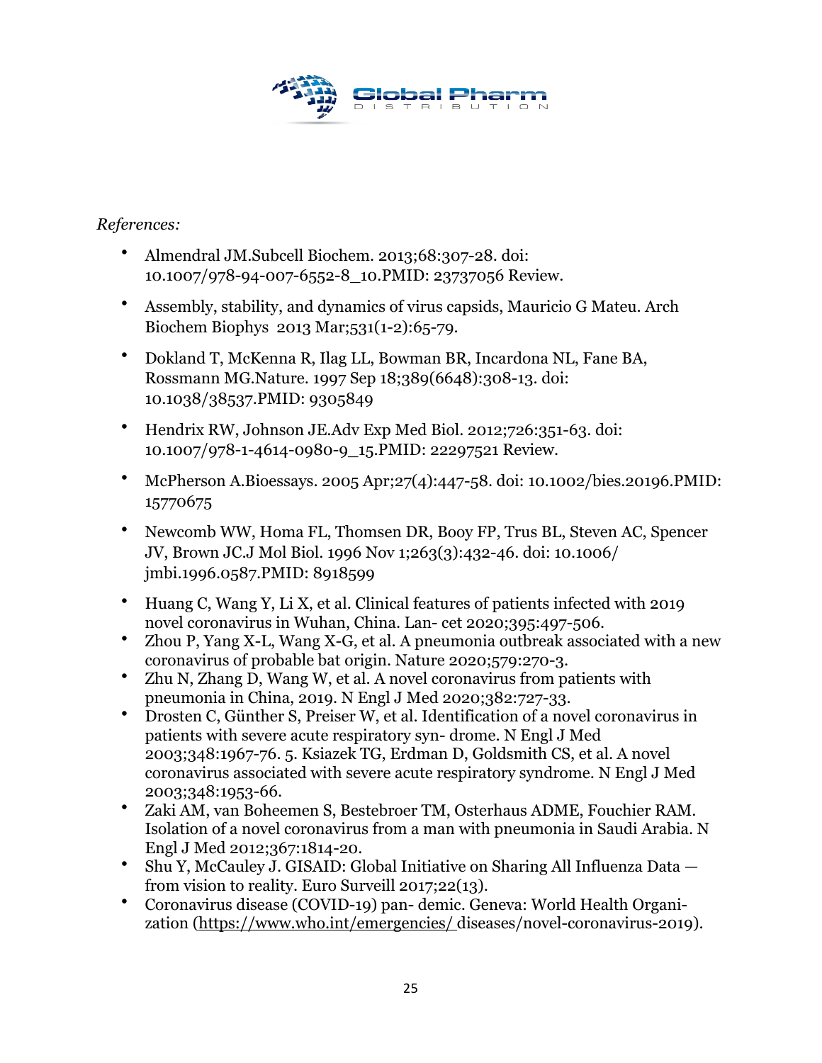*References:*

- Almendral JM.Subcell Biochem. 2013;68:307-28. doi: 10.1007/978-94-007-6552-8_10.PMID: 23737056 Review.
- Assembly, stability, and dynamics of virus capsids, Mauricio G Mateu. Arch Biochem Biophys 2013 Mar;531(1-2):65-79.
- Dokland T, McKenna R, Ilag LL, Bowman BR, Incardona NL, Fane BA, Rossmann MG.Nature. 1997 Sep 18;389(6648):308-13. doi: 10.1038/38537.PMID: 9305849
- Hendrix RW, Johnson JE.Adv Exp Med Biol. 2012;726:351-63. doi: 10.1007/978-1-4614-0980-9_15.PMID: 22297521 Review.
- McPherson A.Bioessays. 2005 Apr;27(4):447-58. doi: 10.1002/bies.20196.PMID: 15770675
- Newcomb WW, Homa FL, Thomsen DR, Booy FP, Trus BL, Steven AC, Spencer JV, Brown JC.J Mol Biol. 1996 Nov 1;263(3):432-46. doi: 10.1006/jmbi.1996.0587.PMID: 8918599
- Huang C, Wang Y, Li X, et al. Clinical features of patients infected with 2019 novel coronavirus in Wuhan, China. Lan- cet 2020;395:497-506.
- Zhou P, Yang X-L, Wang X-G, et al. A pneumonia outbreak associated with a new coronavirus of probable bat origin. Nature 2020;579:270-3.
- Zhu N, Zhang D, Wang W, et al. A novel coronavirus from patients with pneumonia in China, 2019. N Engl J Med 2020;382:727-33.
- Drosten C, Günther S, Preiser W, et al. Identification of a novel coronavirus in patients with severe acute respiratory syn- drome. N Engl J Med 2003;348:1967-76. 5. Ksiazek TG, Erdman D, Goldsmith CS, et al. A novel coronavirus associated with severe acute respiratory syndrome. N Engl J Med 2003;348:1953-66.
- Zaki AM, van Boheemen S, Bestebroer TM, Osterhaus ADME, Fouchier RAM. Isolation of a novel coronavirus from a man with pneumonia in Saudi Arabia. N Engl J Med 2012;367:1814-20.
- Shu Y, McCauley J. GISAID: Global Initiative on Sharing All Influenza Data — from vision to reality. Euro Surveill 2017;22(13).
- Coronavirus disease (COVID-19) pan- demic. Geneva: World Health Organi- zation (https://www.who.int/emergencies/ diseases/novel-coronavirus-2019).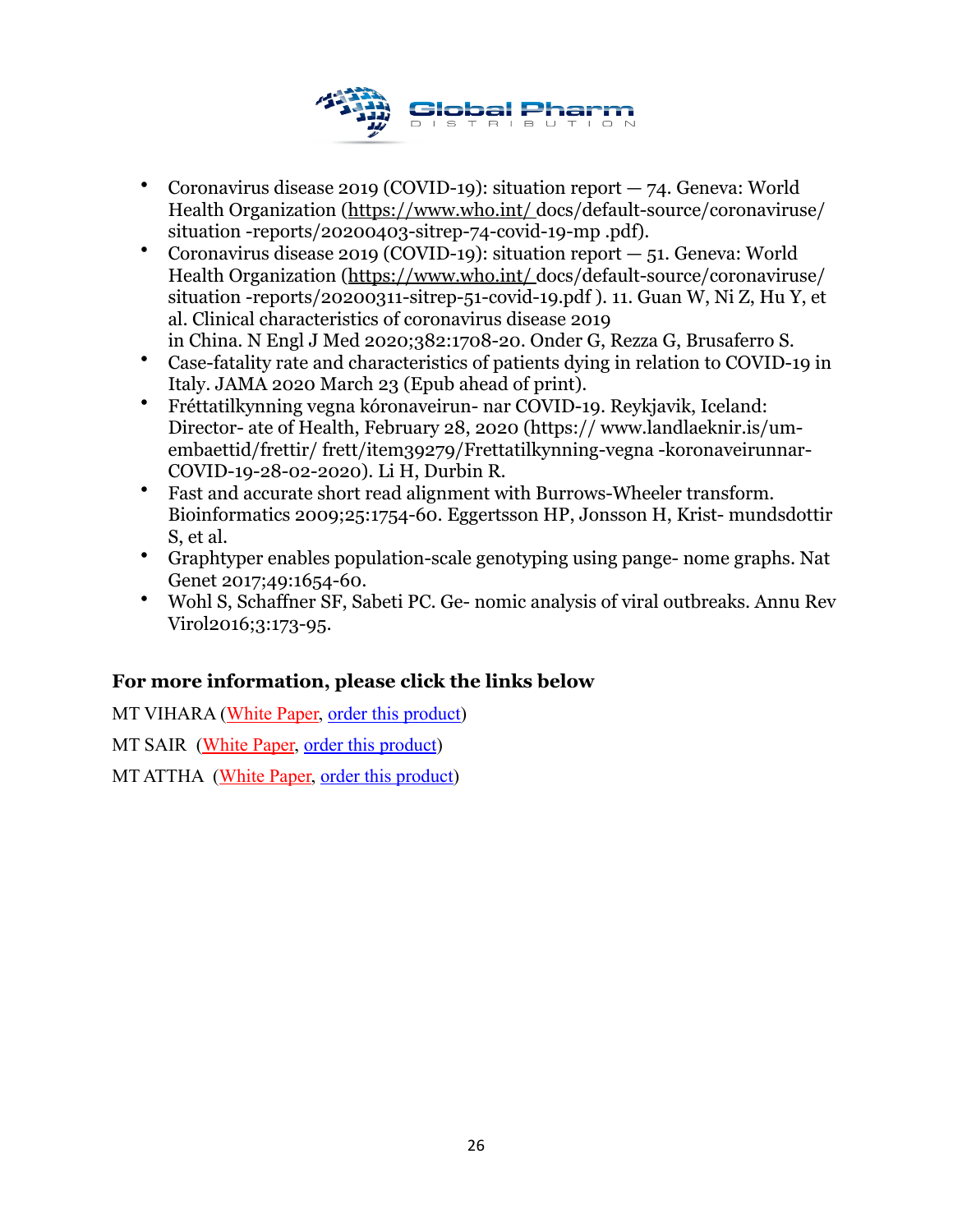- Coronavirus disease 2019 (COVID-19): situation report — 74. Geneva: World Health Organization (https://www.who.int/ docs/default-source/coronaviruse/ situation -reports/20200403-sitrep-74-covid-19-mp .pdf).
- Coronavirus disease 2019 (COVID-19): situation report — 51. Geneva: World Health Organization (https://www.who.int/ docs/default-source/coronaviruse/ situation -reports/20200311-sitrep-51-covid-19.pdf ). 11. Guan W, Ni Z, Hu Y, et al. Clinical characteristics of coronavirus disease 2019 in China. N Engl J Med 2020;382:1708-20. Onder G, Rezza G, Brusaferro S.
- Case-fatality rate and characteristics of patients dying in relation to COVID-19 in Italy. JAMA 2020 March 23 (Epub ahead of print).
- Fréttatilkynning vegna kóronaveirun- nar COVID-19. Reykjavik, Iceland: Director- ate of Health, February 28, 2020 (https:// www.landlaeknir.is/um-embaettid/frettir/ frett/item39279/Frettatilkynning-vegna -koronaveirunnar-COVID-19-28-02-2020). Li H, Durbin R.
- Fast and accurate short read alignment with Burrows-Wheeler transform. Bioinformatics 2009;25:1754-60. Eggertsson HP, Jonsson H, Krist- mundsdottir S, et al.
- Graphtyper enables population-scale genotyping using pange- nome graphs. Nat Genet 2017;49:1654-60.
- Wohl S, Schaffner SF, Sabeti PC. Ge- nomic analysis of viral outbreaks. Annu Rev Virol2016;3:173-95.

**For more information, please click the links below**

MT VIHARA (White Paper, order this product)

MT SAIR (White Paper, order this product)

MT ATTHA (White Paper, order this product)